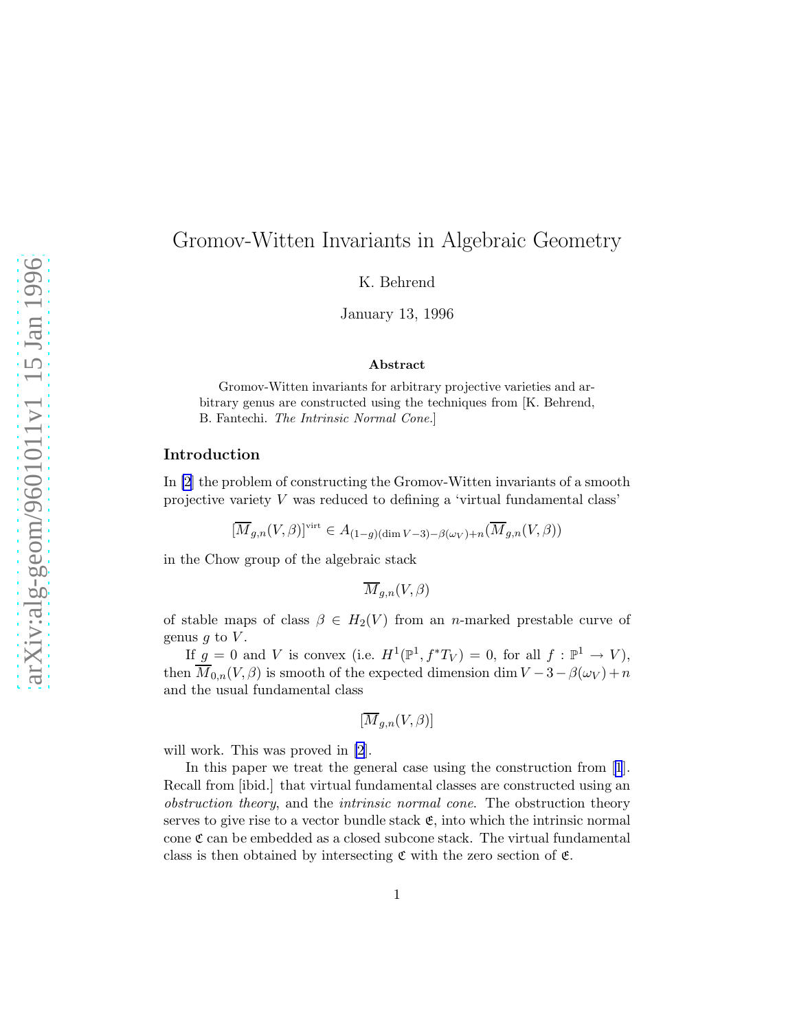# Gromov-Witten Invariants in Algebraic Geometry

K. Behrend

January 13, 1996

### Abstract

Gromov-Witten invariants for arbitrary projective varieties and arbitrary genus are constructed using the techniques from [K. Behrend, B. Fantechi. *The Intrinsic Normal Cone.*]

## Introduction

In [2] the problem of constructing the Gromov-Witten invariants of a smooth projective variety $V$ was reduced to defining a 'virtual fundamental class'

$$[\overline{M}_{g,n}(V,\beta)]^{\mathrm{virt}} \in A_{(1-g)(\dim V-3)-\beta(\omega_V)+n}(\overline{M}_{g,n}(V,\beta))$$

in the Chow group of the algebraic stack

$$\overline{M}_{g,n}(V,\beta)$$

of stable maps of class $\beta \in H_2(V)$ from an $n$-marked prestable curve of genus $g$ to $V$.

If $g = 0$ and $V$ is convex (i.e. $H^1(\mathbb{P}^1, f^*T_V) = 0$, for all $f : \mathbb{P}^1 \to V$), then $\overline{M}_{0,n}(V,\beta)$ is smooth of the expected dimension $\dim V - 3 - \beta(\omega_V) + n$ and the usual fundamental class

$$[\overline{M}_{g,n}(V,\beta)]$$

will work. This was proved in [2].

In this paper we treat the general case using the construction from [1]. Recall from [ibid.] that virtual fundamental classes are constructed using an *obstruction theory*, and the *intrinsic normal cone*. The obstruction theory serves to give rise to a vector bundle stack $\mathfrak{E}$, into which the intrinsic normal cone $\mathfrak{C}$ can be embedded as a closed subcone stack. The virtual fundamental class is then obtained by intersecting $\mathfrak{C}$ with the zero section of $\mathfrak{E}$.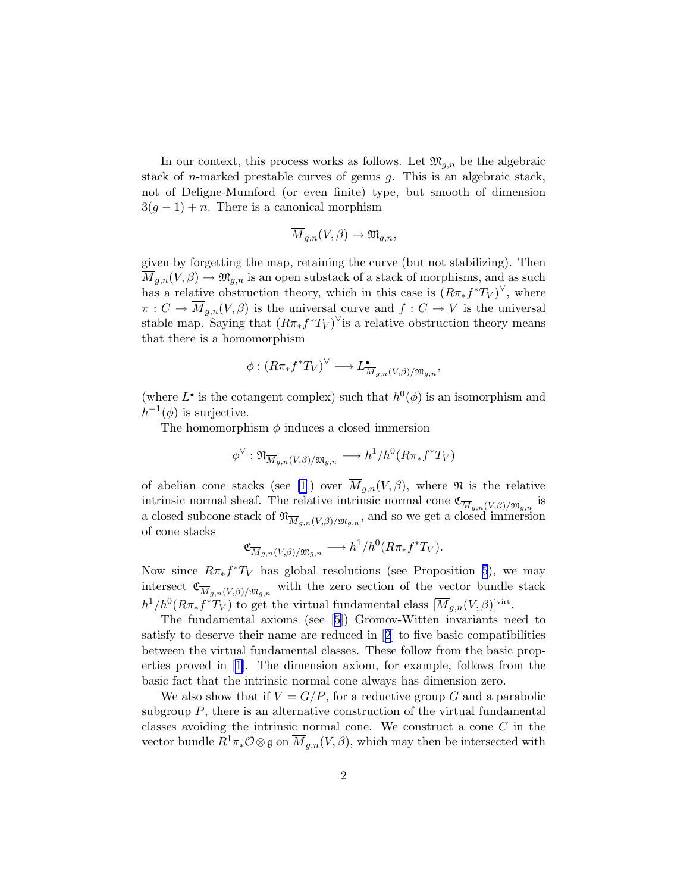In our context, this process works as follows. Let $\mathfrak{M}_{g,n}$ be the algebraic stack of $n$-marked prestable curves of genus $g$. This is an algebraic stack, not of Deligne-Mumford (or even finite) type, but smooth of dimension $3(g-1)+n$. There is a canonical morphism

$$\overline{M}_{g,n}(V,\beta) \to \mathfrak{M}_{g,n},$$

given by forgetting the map, retaining the curve (but not stabilizing). Then $\overline{M}_{g,n}(V,\beta) \to \mathfrak{M}_{g,n}$ is an open substack of a stack of morphisms, and as such has a relative obstruction theory, which in this case is $(R\pi_* f^* T_V)^\vee$, where $\pi : C \to \overline{M}_{g,n}(V,\beta)$ is the universal curve and $f : C \to V$ is the universal stable map. Saying that $(R\pi_* f^* T_V)^\vee$is a relative obstruction theory means that there is a homomorphism

$$\phi : (R\pi_* f^* T_V)^\vee \longrightarrow L^\bullet_{\overline{M}_{g,n}(V,\beta)/\mathfrak{M}_{g,n}},$$

(where $L^\bullet$ is the cotangent complex) such that $h^0(\phi)$ is an isomorphism and $h^{-1}(\phi)$ is surjective.

The homomorphism $\phi$ induces a closed immersion

$$\phi^\vee : \mathfrak{N}_{\overline{M}_{g,n}(V,\beta)/\mathfrak{M}_{g,n}} \longrightarrow h^1/h^0(R\pi_* f^* T_V)$$

of abelian cone stacks (see [1]) over $\overline{M}_{g,n}(V,\beta)$, where $\mathfrak{N}$ is the relative intrinsic normal sheaf. The relative intrinsic normal cone $\mathfrak{C}_{\overline{M}_{g,n}(V,\beta)/\mathfrak{M}_{g,n}}$ is a closed subcone stack of $\mathfrak{N}_{\overline{M}_{g,n}(V,\beta)/\mathfrak{M}_{g,n}}$, and so we get a closed immersion of cone stacks

$$\mathfrak{C}_{\overline{M}_{g,n}(V,\beta)/\mathfrak{M}_{g,n}} \longrightarrow h^1/h^0(R\pi_* f^* T_V).$$

Now since $R\pi_* f^* T_V$ has global resolutions (see Proposition 5), we may intersect $\mathfrak{C}_{\overline{M}_{g,n}(V,\beta)/\mathfrak{M}_{g,n}}$ with the zero section of the vector bundle stack $h^1/h^0(R\pi_* f^* T_V)$ to get the virtual fundamental class $[\overline{M}_{g,n}(V,\beta)]^{\text{virt}}$.

The fundamental axioms (see [5]) Gromov-Witten invariants need to satisfy to deserve their name are reduced in [2] to five basic compatibilities between the virtual fundamental classes. These follow from the basic properties proved in [1]. The dimension axiom, for example, follows from the basic fact that the intrinsic normal cone always has dimension zero.

We also show that if $V = G/P$, for a reductive group $G$ and a parabolic subgroup $P$, there is an alternative construction of the virtual fundamental classes avoiding the intrinsic normal cone. We construct a cone $C$ in the vector bundle $R^1\pi_*\mathcal{O}\otimes\mathfrak{g}$ on $\overline{M}_{g,n}(V,\beta)$, which may then be intersected with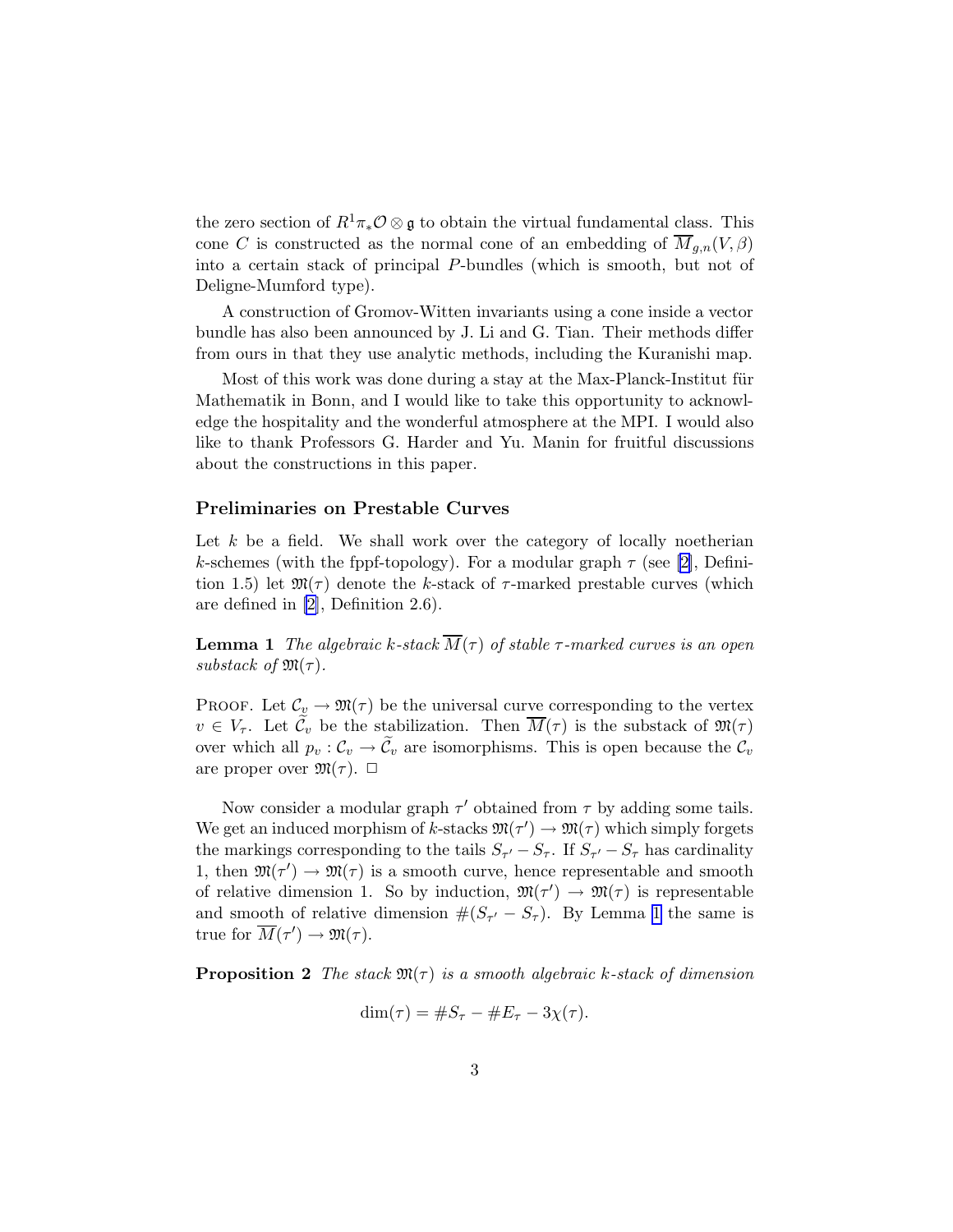the zero section of $R^1\pi_*\mathcal{O} \otimes \mathfrak{g}$ to obtain the virtual fundamental class. This cone $C$ is constructed as the normal cone of an embedding of $\overline{M}_{g,n}(V, \beta)$ into a certain stack of principal $P$-bundles (which is smooth, but not of Deligne-Mumford type).

A construction of Gromov-Witten invariants using a cone inside a vector bundle has also been announced by J. Li and G. Tian. Their methods differ from ours in that they use analytic methods, including the Kuranishi map.

Most of this work was done during a stay at the Max-Planck-Institut für Mathematik in Bonn, and I would like to take this opportunity to acknowledge the hospitality and the wonderful atmosphere at the MPI. I would also like to thank Professors G. Harder and Yu. Manin for fruitful discussions about the constructions in this paper.

### Preliminaries on Prestable Curves

Let $k$ be a field. We shall work over the category of locally noetherian $k$-schemes (with the fppf-topology). For a modular graph $\tau$ (see [2], Definition 1.5) let $\mathfrak{M}(\tau)$ denote the $k$-stack of $\tau$-marked prestable curves (which are defined in [2], Definition 2.6).

**Lemma 1** *The algebraic $k$-stack $\overline{M}(\tau)$ of stable $\tau$-marked curves is an open substack of $\mathfrak{M}(\tau)$.*

Proof. Let $\mathcal{C}_v \to \mathfrak{M}(\tau)$ be the universal curve corresponding to the vertex $v \in V_\tau$. Let $\widetilde{\mathcal{C}}_v$ be the stabilization. Then $\overline{M}(\tau)$ is the substack of $\mathfrak{M}(\tau)$ over which all $p_v : \mathcal{C}_v \to \widetilde{\mathcal{C}}_v$ are isomorphisms. This is open because the $\mathcal{C}_v$ are proper over $\mathfrak{M}(\tau)$. □

Now consider a modular graph $\tau'$ obtained from $\tau$ by adding some tails. We get an induced morphism of $k$-stacks $\mathfrak{M}(\tau') \to \mathfrak{M}(\tau)$ which simply forgets the markings corresponding to the tails $S_{\tau'} - S_\tau$. If $S_{\tau'} - S_\tau$ has cardinality 1, then $\mathfrak{M}(\tau') \to \mathfrak{M}(\tau)$ is a smooth curve, hence representable and smooth of relative dimension 1. So by induction, $\mathfrak{M}(\tau') \to \mathfrak{M}(\tau)$ is representable and smooth of relative dimension $\#(S_{\tau'} - S_\tau)$. By Lemma 1 the same is true for $\overline{M}(\tau') \to \mathfrak{M}(\tau)$.

**Proposition 2** *The stack $\mathfrak{M}(\tau)$ is a smooth algebraic $k$-stack of dimension*

$$\dim(\tau) = \#S_\tau - \#E_\tau - 3\chi(\tau).$$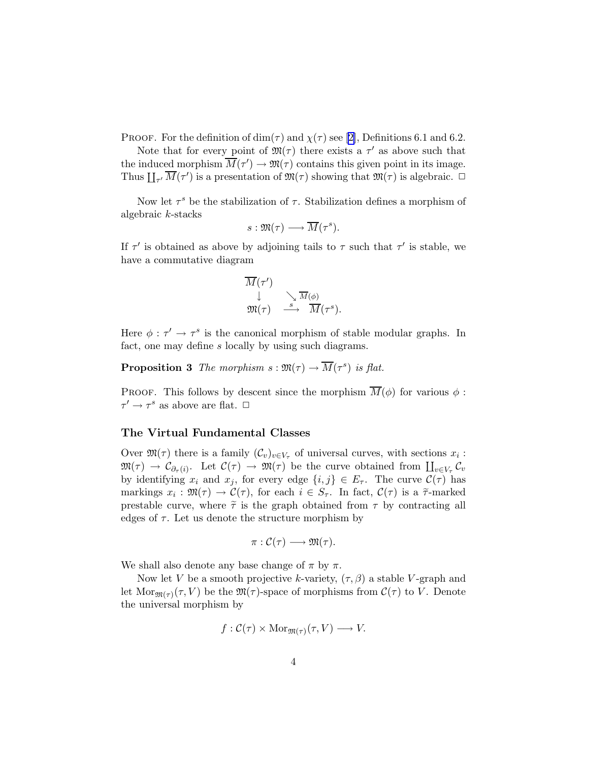PROOF. For the definition of $\dim(\tau)$ and $\chi(\tau)$ see [2], Definitions 6.1 and 6.2.

Note that for every point of $\mathfrak{M}(\tau)$ there exists a $\tau'$ as above such that the induced morphism $\overline{M}(\tau') \to \mathfrak{M}(\tau)$ contains this given point in its image. Thus $\coprod_{\tau'} \overline{M}(\tau')$ is a presentation of $\mathfrak{M}(\tau)$ showing that $\mathfrak{M}(\tau)$ is algebraic. □

Now let $\tau^s$ be the stabilization of $\tau$. Stabilization defines a morphism of algebraic $k$-stacks

$$s : \mathfrak{M}(\tau) \longrightarrow \overline{M}(\tau^s).$$

If $\tau'$ is obtained as above by adjoining tails to $\tau$ such that $\tau'$ is stable, we have a commutative diagram

$$\begin{array}{ccc} \overline{M}(\tau') & & \\ \downarrow & \searrow^{\overline{M}(\phi)} & \\ \mathfrak{M}(\tau) & \xrightarrow{s} & \overline{M}(\tau^s). \end{array}$$

Here $\phi : \tau' \to \tau^s$ is the canonical morphism of stable modular graphs. In fact, one may define $s$ locally by using such diagrams.

**Proposition 3** *The morphism $s : \mathfrak{M}(\tau) \to \overline{M}(\tau^s)$ is flat.*

PROOF. This follows by descent since the morphism $\overline{M}(\phi)$ for various $\phi : \tau' \to \tau^s$ as above are flat. □

### The Virtual Fundamental Classes

Over $\mathfrak{M}(\tau)$ there is a family $(\mathcal{C}_v)_{v \in V_\tau}$ of universal curves, with sections $x_i : \mathfrak{M}(\tau) \to \mathcal{C}_{\partial_\tau(i)}$. Let $\mathcal{C}(\tau) \to \mathfrak{M}(\tau)$ be the curve obtained from $\coprod_{v \in V_\tau} \mathcal{C}_v$ by identifying $x_i$ and $x_j$, for every edge $\{i,j\} \in E_\tau$. The curve $\mathcal{C}(\tau)$ has markings $x_i : \mathfrak{M}(\tau) \to \mathcal{C}(\tau)$, for each $i \in S_\tau$. In fact, $\mathcal{C}(\tau)$ is a $\widetilde{\tau}$-marked prestable curve, where $\widetilde{\tau}$ is the graph obtained from $\tau$ by contracting all edges of $\tau$. Let us denote the structure morphism by

$$\pi : \mathcal{C}(\tau) \longrightarrow \mathfrak{M}(\tau).$$

We shall also denote any base change of $\pi$ by $\pi$.

Now let $V$ be a smooth projective $k$-variety, $(\tau, \beta)$ a stable $V$-graph and let $\mathrm{Mor}_{\mathfrak{M}(\tau)}(\tau, V)$ be the $\mathfrak{M}(\tau)$-space of morphisms from $\mathcal{C}(\tau)$ to $V$. Denote the universal morphism by

$$f : \mathcal{C}(\tau) \times \mathrm{Mor}_{\mathfrak{M}(\tau)}(\tau, V) \longrightarrow V.$$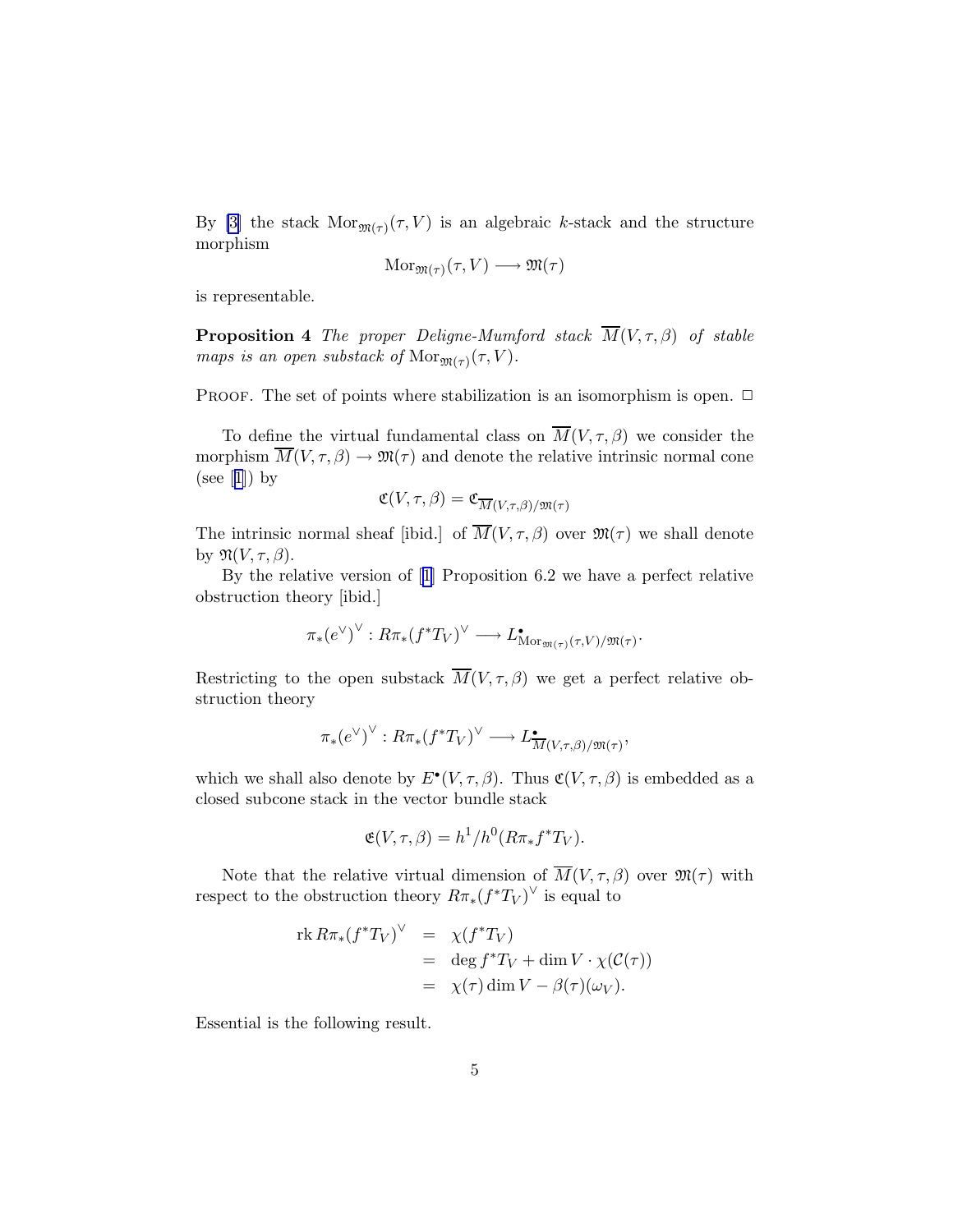By [3] the stack $\operatorname{Mor}_{\mathfrak{M}(\tau)}(\tau, V)$ is an algebraic $k$-stack and the structure morphism

$$\operatorname{Mor}_{\mathfrak{M}(\tau)}(\tau, V) \longrightarrow \mathfrak{M}(\tau)$$

is representable.

**Proposition 4** *The proper Deligne-Mumford stack $\overline{M}(V, \tau, \beta)$ of stable maps is an open substack of $\operatorname{Mor}_{\mathfrak{M}(\tau)}(\tau, V)$.*

PROOF. The set of points where stabilization is an isomorphism is open. □

To define the virtual fundamental class on $\overline{M}(V, \tau, \beta)$ we consider the morphism $\overline{M}(V, \tau, \beta) \to \mathfrak{M}(\tau)$ and denote the relative intrinsic normal cone (see [1]) by

$$\mathfrak{C}(V, \tau, \beta) = \mathfrak{C}_{\overline{M}(V,\tau,\beta)/\mathfrak{M}(\tau)}$$

The intrinsic normal sheaf [ibid.] of $\overline{M}(V, \tau, \beta)$ over $\mathfrak{M}(\tau)$ we shall denote by $\mathfrak{N}(V, \tau, \beta)$.

By the relative version of [1] Proposition 6.2 we have a perfect relative obstruction theory [ibid.]

$$\pi_*(e^\vee)^\vee : R\pi_*(f^*T_V)^\vee \longrightarrow L^\bullet_{\operatorname{Mor}_{\mathfrak{M}(\tau)}(\tau,V)/\mathfrak{M}(\tau)}.$$

Restricting to the open substack $\overline{M}(V, \tau, \beta)$ we get a perfect relative obstruction theory

$$\pi_*(e^\vee)^\vee : R\pi_*(f^*T_V)^\vee \longrightarrow L^\bullet_{\overline{M}(V,\tau,\beta)/\mathfrak{M}(\tau)},$$

which we shall also denote by $E^\bullet(V, \tau, \beta)$. Thus $\mathfrak{C}(V, \tau, \beta)$ is embedded as a closed subcone stack in the vector bundle stack

$$\mathfrak{E}(V, \tau, \beta) = h^1/h^0(R\pi_* f^*T_V).$$

Note that the relative virtual dimension of $\overline{M}(V, \tau, \beta)$ over $\mathfrak{M}(\tau)$ with respect to the obstruction theory $R\pi_*(f^*T_V)^\vee$ is equal to

$$\begin{aligned}
\operatorname{rk} R\pi_*(f^*T_V)^\vee &= \chi(f^*T_V) \\
&= \deg f^*T_V + \dim V \cdot \chi(\mathcal{C}(\tau)) \\
&= \chi(\tau) \dim V - \beta(\tau)(\omega_V).
\end{aligned}$$

Essential is the following result.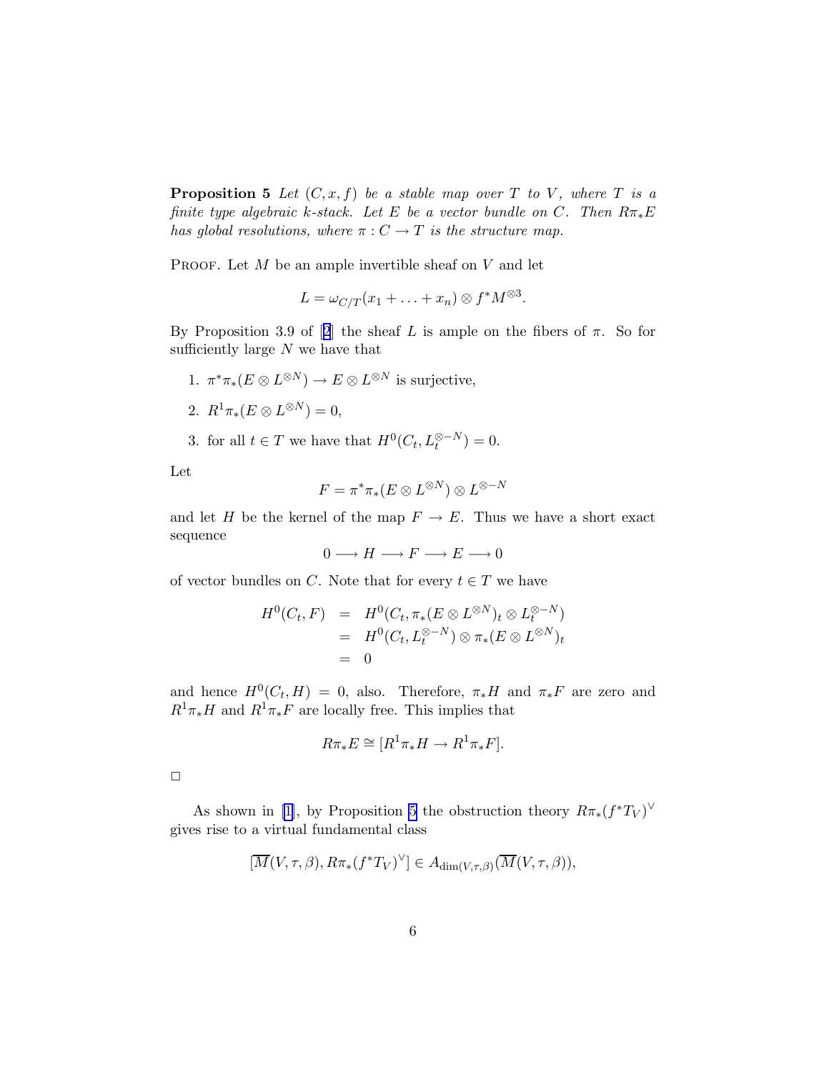**Proposition 5** *Let $(C, x, f)$ be a stable map over $T$ to $V$, where $T$ is a finite type algebraic $k$-stack. Let $E$ be a vector bundle on $C$. Then $R\pi_* E$ has global resolutions, where $\pi : C \to T$ is the structure map.*

PROOF. Let $M$ be an ample invertible sheaf on $V$ and let

$$L = \omega_{C/T}(x_1 + \ldots + x_n) \otimes f^* M^{\otimes 3}.$$

By Proposition 3.9 of [2] the sheaf $L$ is ample on the fibers of $\pi$. So for sufficiently large $N$ we have that

1. $\pi^* \pi_*(E \otimes L^{\otimes N}) \to E \otimes L^{\otimes N}$ is surjective,
2. $R^1 \pi_*(E \otimes L^{\otimes N}) = 0$,
3. for all $t \in T$ we have that $H^0(C_t, L_t^{\otimes -N}) = 0$.

Let

$$F = \pi^* \pi_*(E \otimes L^{\otimes N}) \otimes L^{\otimes -N}$$

and let $H$ be the kernel of the map $F \to E$. Thus we have a short exact sequence

$$0 \longrightarrow H \longrightarrow F \longrightarrow E \longrightarrow 0$$

of vector bundles on $C$. Note that for every $t \in T$ we have

$$\begin{aligned} H^0(C_t, F) &= H^0(C_t, \pi_*(E \otimes L^{\otimes N})_t \otimes L_t^{\otimes -N}) \\ &= H^0(C_t, L_t^{\otimes -N}) \otimes \pi_*(E \otimes L^{\otimes N})_t \\ &= 0 \end{aligned}$$

and hence $H^0(C_t, H) = 0$, also. Therefore, $\pi_* H$ and $\pi_* F$ are zero and $R^1 \pi_* H$ and $R^1 \pi_* F$ are locally free. This implies that

$$R\pi_* E \cong [R^1 \pi_* H \to R^1 \pi_* F].$$

□

As shown in [1], by Proposition 5 the obstruction theory $R\pi_*(f^* T_V)^\vee$ gives rise to a virtual fundamental class

$$[\overline{M}(V, \tau, \beta), R\pi_*(f^* T_V)^\vee] \in A_{\dim(V,\tau,\beta)}(\overline{M}(V, \tau, \beta)),$$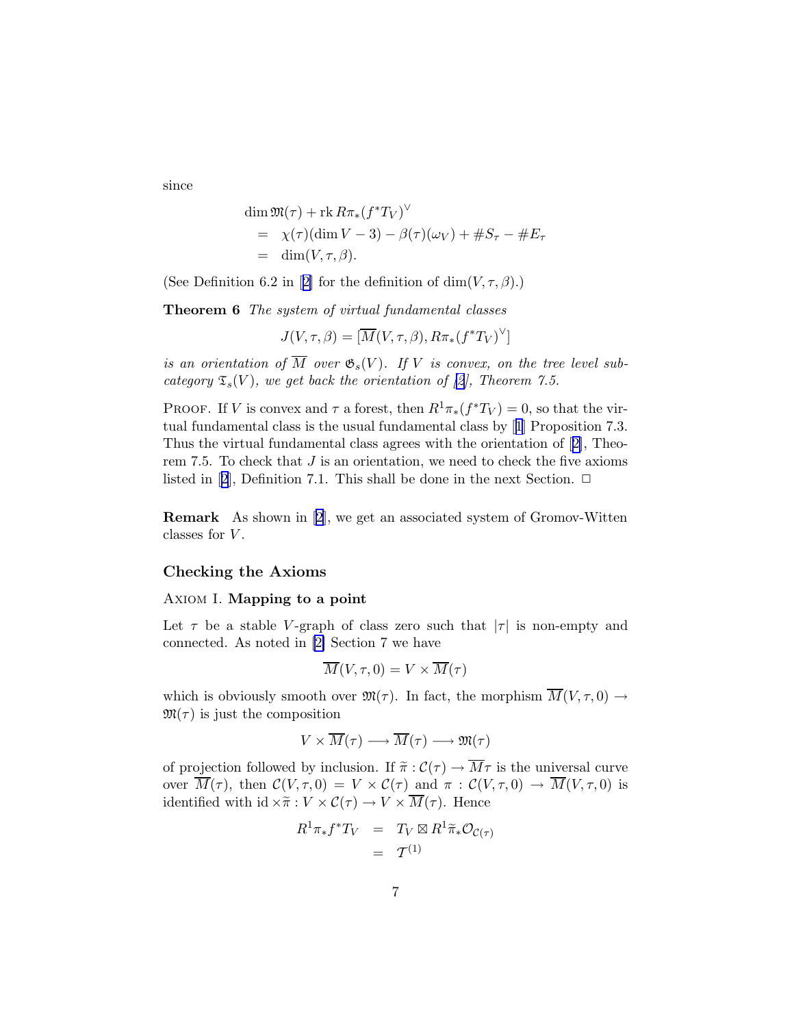since

$$
\begin{aligned}
& \dim \mathfrak{M}(\tau) + \operatorname{rk} R\pi_*(f^*T_V)^\vee \\
&= \chi(\tau)(\dim V - 3) - \beta(\tau)(\omega_V) + \#S_\tau - \#E_\tau \\
&= \dim(V, \tau, \beta).
\end{aligned}
$$

(See Definition 6.2 in [2] for the definition of $\dim(V, \tau, \beta)$.)

**Theorem 6** *The system of virtual fundamental classes*

$$
J(V, \tau, \beta) = [\overline{M}(V, \tau, \beta), R\pi_*(f^*T_V)^\vee]
$$

*is an orientation of $\overline{M}$ over $\mathfrak{G}_s(V)$. If $V$ is convex, on the tree level subcategory $\mathfrak{T}_s(V)$, we get back the orientation of [2], Theorem 7.5.*

Proof. If $V$ is convex and $\tau$ a forest, then $R^1\pi_*(f^*T_V) = 0$, so that the virtual fundamental class is the usual fundamental class by [1] Proposition 7.3. Thus the virtual fundamental class agrees with the orientation of [2], Theorem 7.5. To check that $J$ is an orientation, we need to check the five axioms listed in [2], Definition 7.1. This shall be done in the next Section. □

**Remark** As shown in [2], we get an associated system of Gromov-Witten classes for $V$.

## Checking the Axioms

Axiom I. **Mapping to a point**

Let $\tau$ be a stable $V$-graph of class zero such that $|\tau|$ is non-empty and connected. As noted in [2] Section 7 we have

$$
\overline{M}(V, \tau, 0) = V \times \overline{M}(\tau)
$$

which is obviously smooth over $\mathfrak{M}(\tau)$. In fact, the morphism $\overline{M}(V, \tau, 0) \to \mathfrak{M}(\tau)$ is just the composition

$$
V \times \overline{M}(\tau) \longrightarrow \overline{M}(\tau) \longrightarrow \mathfrak{M}(\tau)
$$

of projection followed by inclusion. If $\widetilde{\pi} : \mathcal{C}(\tau) \to \overline{M}\tau$ is the universal curve over $\overline{M}(\tau)$, then $\mathcal{C}(V, \tau, 0) = V \times \mathcal{C}(\tau)$ and $\pi : \mathcal{C}(V, \tau, 0) \to \overline{M}(V, \tau, 0)$ is identified with $\mathrm{id} \times \widetilde{\pi} : V \times \mathcal{C}(\tau) \to V \times \overline{M}(\tau)$. Hence

$$
\begin{aligned}
R^1\pi_* f^*T_V &= T_V \boxtimes R^1\widetilde{\pi}_*\mathcal{O}_{\mathcal{C}(\tau)} \\
&= \mathcal{T}^{(1)}
\end{aligned}
$$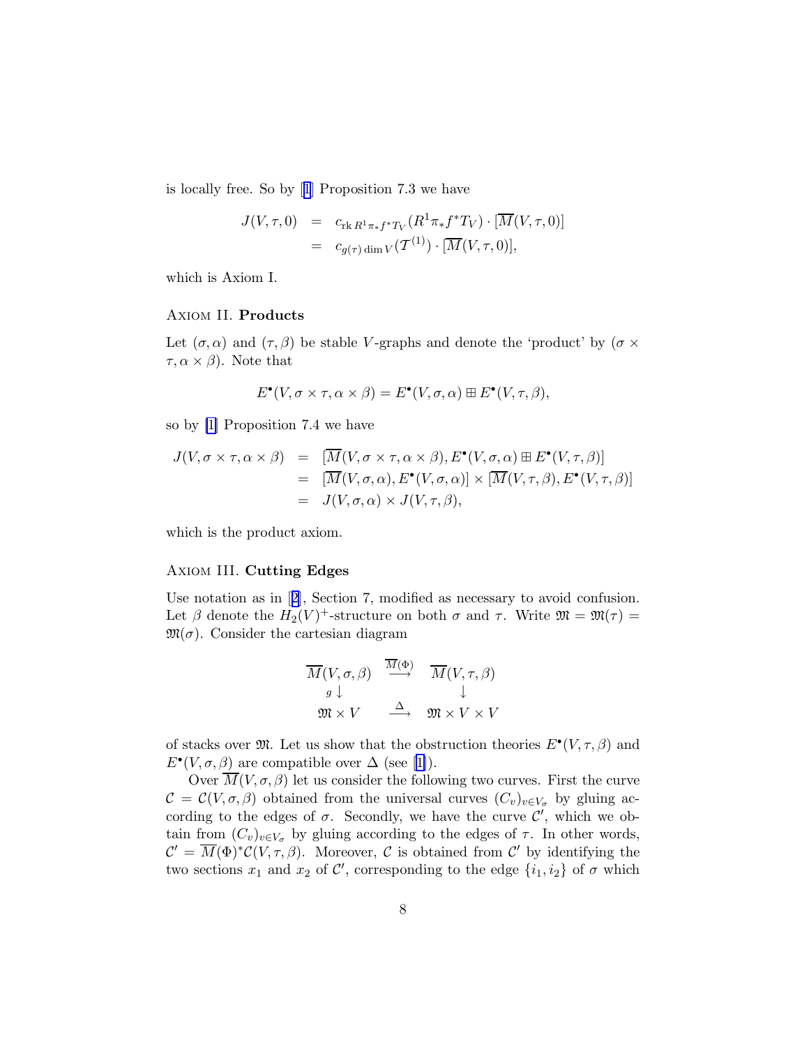is locally free. So by [1] Proposition 7.3 we have

$$
\begin{aligned}
J(V,\tau,0) &= c_{\operatorname{rk} R^1\pi_* f^* T_V}(R^1\pi_* f^* T_V) \cdot [\overline{M}(V,\tau,0)] \\
&= c_{g(\tau)\dim V}(\mathcal{T}^{(1)}) \cdot [\overline{M}(V,\tau,0)],
\end{aligned}
$$

which is Axiom I.

### Axiom II. **Products**

Let $(\sigma,\alpha)$ and $(\tau,\beta)$ be stable $V$-graphs and denote the 'product' by $(\sigma\times\tau,\alpha\times\beta)$. Note that

$$
E^\bullet(V,\sigma\times\tau,\alpha\times\beta) = E^\bullet(V,\sigma,\alpha)\boxplus E^\bullet(V,\tau,\beta),
$$

so by [1] Proposition 7.4 we have

$$
\begin{aligned}
J(V,\sigma\times\tau,\alpha\times\beta) &= [\overline{M}(V,\sigma\times\tau,\alpha\times\beta), E^\bullet(V,\sigma,\alpha)\boxplus E^\bullet(V,\tau,\beta)] \\
&= [\overline{M}(V,\sigma,\alpha), E^\bullet(V,\sigma,\alpha)]\times[\overline{M}(V,\tau,\beta), E^\bullet(V,\tau,\beta)] \\
&= J(V,\sigma,\alpha)\times J(V,\tau,\beta),
\end{aligned}
$$

which is the product axiom.

### Axiom III. **Cutting Edges**

Use notation as in [2], Section 7, modified as necessary to avoid confusion. Let $\beta$ denote the $H_2(V)^+$-structure on both $\sigma$ and $\tau$. Write $\mathfrak{M}=\mathfrak{M}(\tau)=\mathfrak{M}(\sigma)$. Consider the cartesian diagram

$$
\begin{array}{ccc}
\overline{M}(V,\sigma,\beta) & \xrightarrow{\overline{M}(\Phi)} & \overline{M}(V,\tau,\beta) \\
{\scriptstyle g}\downarrow & & \downarrow \\
\mathfrak{M}\times V & \xrightarrow{\Delta} & \mathfrak{M}\times V\times V
\end{array}
$$

of stacks over $\mathfrak{M}$. Let us show that the obstruction theories $E^\bullet(V,\tau,\beta)$ and $E^\bullet(V,\sigma,\beta)$ are compatible over $\Delta$ (see [1]).

Over $\overline{M}(V,\sigma,\beta)$ let us consider the following two curves. First the curve $\mathcal{C}=\mathcal{C}(V,\sigma,\beta)$ obtained from the universal curves $(C_v)_{v\in V_\sigma}$ by gluing according to the edges of $\sigma$. Secondly, we have the curve $\mathcal{C}'$, which we obtain from $(C_v)_{v\in V_\sigma}$ by gluing according to the edges of $\tau$. In other words, $\mathcal{C}'=\overline{M}(\Phi)^*\mathcal{C}(V,\tau,\beta)$. Moreover, $\mathcal{C}$ is obtained from $\mathcal{C}'$ by identifying the two sections $x_1$ and $x_2$ of $\mathcal{C}'$, corresponding to the edge $\{i_1,i_2\}$ of $\sigma$ which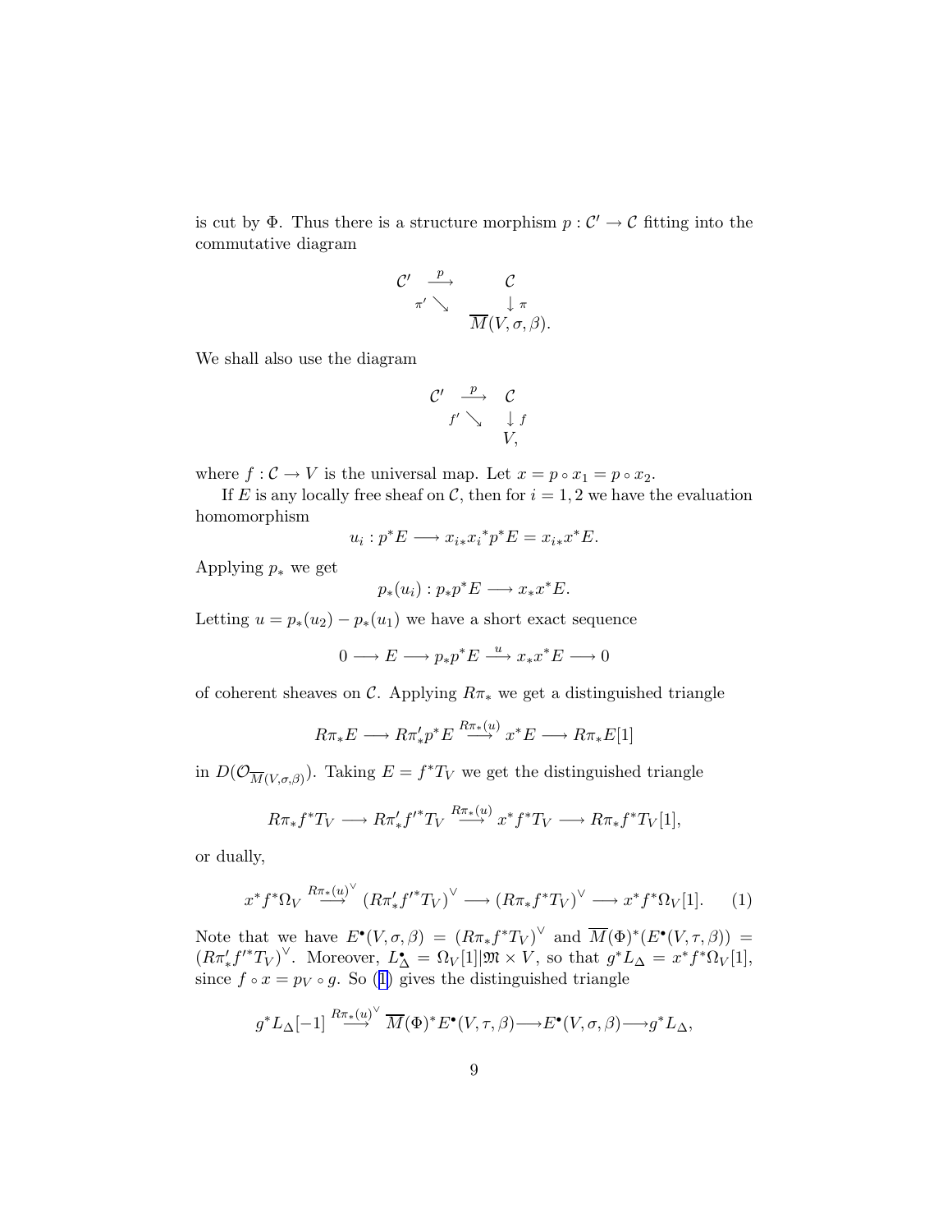is cut by $\Phi$. Thus there is a structure morphism $p : \mathcal{C}' \to \mathcal{C}$ fitting into the commutative diagram

$$\begin{array}{ccc} \mathcal{C}' & \xrightarrow{p} & \mathcal{C} \\ & {\scriptstyle \pi'} \searrow & \downarrow {\scriptstyle \pi} \\ & & \overline{M}(V, \sigma, \beta). \end{array}$$

We shall also use the diagram

$$\begin{array}{ccc} \mathcal{C}' & \xrightarrow{p} & \mathcal{C} \\ & {\scriptstyle f'} \searrow & \downarrow {\scriptstyle f} \\ & & V, \end{array}$$

where $f : \mathcal{C} \to V$ is the universal map. Let $x = p \circ x_1 = p \circ x_2$.

If $E$ is any locally free sheaf on $\mathcal{C}$, then for $i = 1, 2$ we have the evaluation homomorphism

$$u_i : p^*E \longrightarrow x_{i*}{x_i}^*p^*E = x_{i*}x^*E.$$

Applying $p_*$ we get

$$p_*(u_i) : p_*p^*E \longrightarrow x_*x^*E.$$

Letting $u = p_*(u_2) - p_*(u_1)$ we have a short exact sequence

$$0 \longrightarrow E \longrightarrow p_*p^*E \stackrel{u}{\longrightarrow} x_*x^*E \longrightarrow 0$$

of coherent sheaves on $\mathcal{C}$. Applying $R\pi_*$ we get a distinguished triangle

$$R\pi_*E \longrightarrow R\pi'_*p^*E \stackrel{R\pi_*(u)}{\longrightarrow} x^*E \longrightarrow R\pi_*E[1]$$

in $D(\mathcal{O}_{\overline{M}(V,\sigma,\beta)})$. Taking $E = f^*T_V$ we get the distinguished triangle

$$R\pi_*f^*T_V \longrightarrow R\pi'_*{f'}^*T_V \stackrel{R\pi_*(u)}{\longrightarrow} x^*f^*T_V \longrightarrow R\pi_*f^*T_V[1],$$

or dually,

$$x^*f^*\Omega_V \stackrel{R\pi_*(u)^\vee}{\longrightarrow} (R\pi'_*{f'}^*T_V)^\vee \longrightarrow (R\pi_*f^*T_V)^\vee \longrightarrow x^*f^*\Omega_V[1]. \qquad (1)$$

Note that we have $E^\bullet(V, \sigma, \beta) = (R\pi_*f^*T_V)^\vee$ and $\overline{M}(\Phi)^*(E^\bullet(V, \tau, \beta)) = (R\pi'_*{f'}^*T_V)^\vee$. Moreover, $L^\bullet_\Delta = \Omega_V[1]|\mathfrak{M} \times V$, so that $g^*L_\Delta = x^*f^*\Omega_V[1]$, since $f \circ x = p_V \circ g$. So (1) gives the distinguished triangle

$$g^*L_\Delta[-1] \stackrel{R\pi_*(u)^\vee}{\longrightarrow} \overline{M}(\Phi)^*E^\bullet(V, \tau, \beta) \longrightarrow E^\bullet(V, \sigma, \beta) \longrightarrow g^*L_\Delta,$$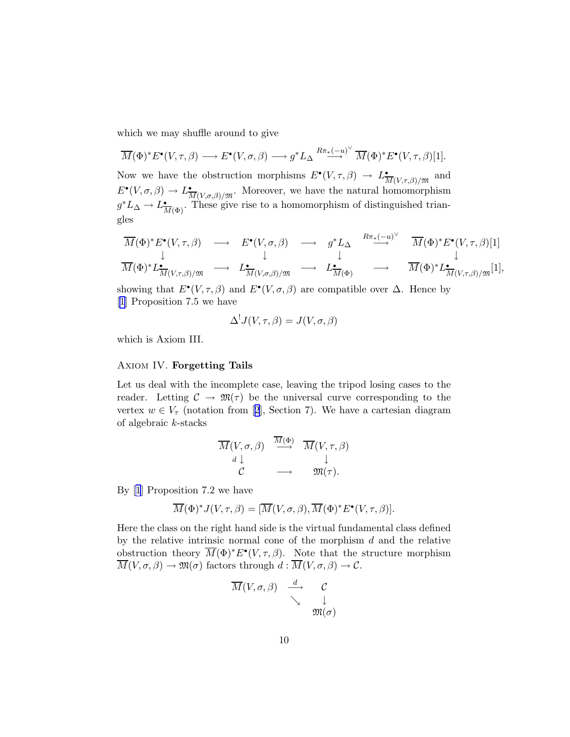which we may shuffle around to give

$$\overline{M}(\Phi)^* E^\bullet(V,\tau,\beta) \longrightarrow E^\bullet(V,\sigma,\beta) \longrightarrow g^* L_\Delta \stackrel{R\pi_*(-u)^\vee}{\longrightarrow} \overline{M}(\Phi)^* E^\bullet(V,\tau,\beta)[1].$$

Now we have the obstruction morphisms $E^\bullet(V,\tau,\beta) \to L^\bullet_{\overline{M}(V,\tau,\beta)/\mathfrak{M}}$ and $E^\bullet(V,\sigma,\beta) \to L^\bullet_{\overline{M}(V,\sigma,\beta)/\mathfrak{M}}$. Moreover, we have the natural homomorphism $g^* L_\Delta \to L^\bullet_{\overline{M}(\Phi)}$. These give rise to a homomorphism of distinguished triangles

$$\begin{array}{ccccccc}
\overline{M}(\Phi)^* E^\bullet(V,\tau,\beta) & \longrightarrow & E^\bullet(V,\sigma,\beta) & \longrightarrow & g^* L_\Delta & \stackrel{R\pi_*(-u)^\vee}{\longrightarrow} & \overline{M}(\Phi)^* E^\bullet(V,\tau,\beta)[1] \\
\downarrow & & \downarrow & & \downarrow & & \downarrow \\
\overline{M}(\Phi)^* L^\bullet_{\overline{M}(V,\tau,\beta)/\mathfrak{M}} & \longrightarrow & L^\bullet_{\overline{M}(V,\sigma,\beta)/\mathfrak{M}} & \longrightarrow & L^\bullet_{\overline{M}(\Phi)} & \longrightarrow & \overline{M}(\Phi)^* L^\bullet_{\overline{M}(V,\tau,\beta)/\mathfrak{M}}[1],
\end{array}$$

showing that $E^\bullet(V,\tau,\beta)$ and $E^\bullet(V,\sigma,\beta)$ are compatible over $\Delta$. Hence by [1] Proposition 7.5 we have

$$\Delta^! J(V,\tau,\beta) = J(V,\sigma,\beta)$$

which is Axiom III.

AXIOM IV. **Forgetting Tails**

Let us deal with the incomplete case, leaving the tripod losing cases to the reader. Letting $\mathcal{C} \to \mathfrak{M}(\tau)$ be the universal curve corresponding to the vertex $w \in V_\tau$ (notation from [2], Section 7). We have a cartesian diagram of algebraic $k$-stacks

$$\begin{array}{ccc}
\overline{M}(V,\sigma,\beta) & \stackrel{\overline{M}(\Phi)}{\longrightarrow} & \overline{M}(V,\tau,\beta) \\
{\scriptstyle d}\downarrow & & \downarrow \\
\mathcal{C} & \longrightarrow & \mathfrak{M}(\tau).
\end{array}$$

By [1] Proposition 7.2 we have

$$\overline{M}(\Phi)^* J(V,\tau,\beta) = [\overline{M}(V,\sigma,\beta), \overline{M}(\Phi)^* E^\bullet(V,\tau,\beta)].$$

Here the class on the right hand side is the virtual fundamental class defined by the relative intrinsic normal cone of the morphism $d$ and the relative obstruction theory $\overline{M}(\Phi)^* E^\bullet(V,\tau,\beta)$. Note that the structure morphism $\overline{M}(V,\sigma,\beta) \to \mathfrak{M}(\sigma)$ factors through $d : \overline{M}(V,\sigma,\beta) \to \mathcal{C}$.

$$\begin{array}{ccc}
\overline{M}(V,\sigma,\beta) & \stackrel{d}{\longrightarrow} & \mathcal{C} \\
& \searrow & \downarrow \\
& & \mathfrak{M}(\sigma)
\end{array}$$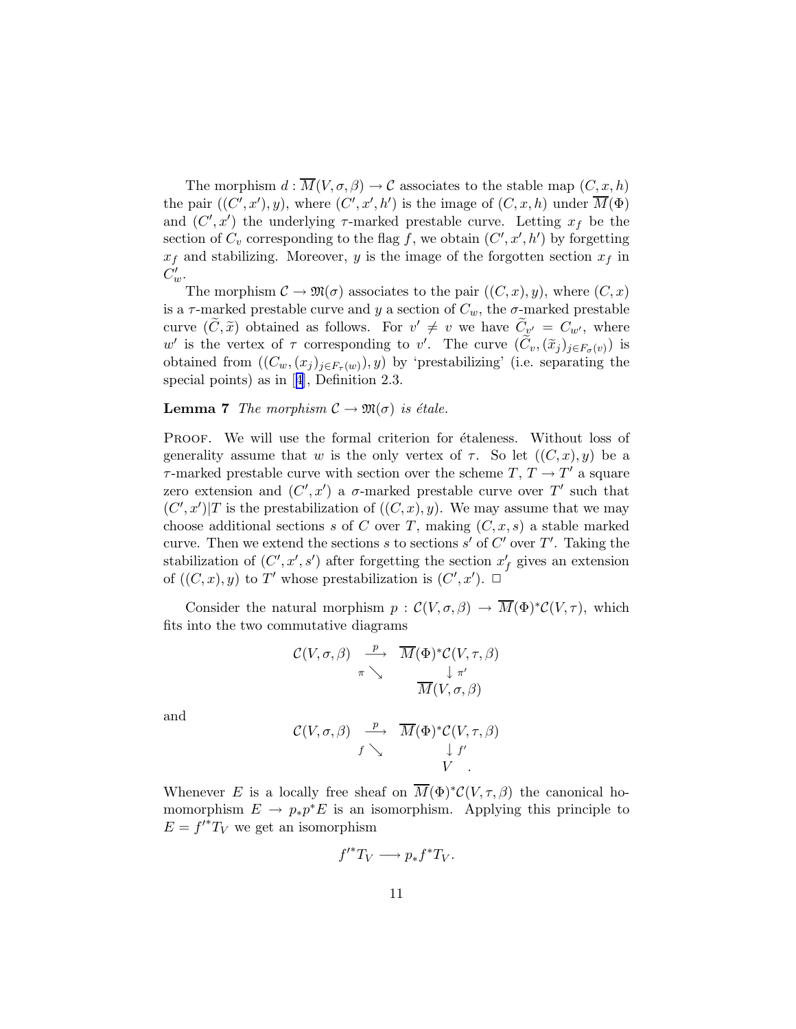The morphism $d : \overline{M}(V, \sigma, \beta) \to \mathcal{C}$ associates to the stable map $(C, x, h)$ the pair $((C', x'), y)$, where $(C', x', h')$ is the image of $(C, x, h)$ under $\overline{M}(\Phi)$ and $(C', x')$ the underlying $\tau$-marked prestable curve. Letting $x_f$ be the section of $C_v$ corresponding to the flag $f$, we obtain $(C', x', h')$ by forgetting $x_f$ and stabilizing. Moreover, $y$ is the image of the forgotten section $x_f$ in $C'_w$.

The morphism $\mathcal{C} \to \mathfrak{M}(\sigma)$ associates to the pair $((C, x), y)$, where $(C, x)$ is a $\tau$-marked prestable curve and $y$ a section of $C_w$, the $\sigma$-marked prestable curve $(\widetilde{C}, \widetilde{x})$ obtained as follows. For $v' \neq v$ we have $\widetilde{C}_{v'} = C_{w'}$, where $w'$ is the vertex of $\tau$ corresponding to $v'$. The curve $(\widetilde{C}_v, (\widetilde{x}_j)_{j \in F_\sigma(v)})$ is obtained from $((C_w, (x_j)_{j \in F_\tau(w)}), y)$ by 'prestabilizing' (i.e. separating the special points) as in [4], Definition 2.3.

**Lemma 7** *The morphism $\mathcal{C} \to \mathfrak{M}(\sigma)$ is étale.*

Proof. We will use the formal criterion for étaleness. Without loss of generality assume that $w$ is the only vertex of $\tau$. So let $((C, x), y)$ be a $\tau$-marked prestable curve with section over the scheme $T$, $T \to T'$ a square zero extension and $(C', x')$ a $\sigma$-marked prestable curve over $T'$ such that $(C', x')|T$ is the prestabilization of $((C, x), y)$. We may assume that we may choose additional sections $s$ of $C$ over $T$, making $(C, x, s)$ a stable marked curve. Then we extend the sections $s$ to sections $s'$ of $C'$ over $T'$. Taking the stabilization of $(C', x', s')$ after forgetting the section $x'_f$ gives an extension of $((C, x), y)$ to $T'$ whose prestabilization is $(C', x')$. $\square$

Consider the natural morphism $p : \mathcal{C}(V, \sigma, \beta) \to \overline{M}(\Phi)^* \mathcal{C}(V, \tau)$, which fits into the two commutative diagrams

$$\begin{array}{ccc} \mathcal{C}(V, \sigma, \beta) & \xrightarrow{p} & \overline{M}(\Phi)^* \mathcal{C}(V, \tau, \beta) \\ & {\scriptstyle \pi} \searrow & \downarrow {\scriptstyle \pi'} \\ & & \overline{M}(V, \sigma, \beta) \end{array}$$

and

$$\begin{array}{ccc} \mathcal{C}(V, \sigma, \beta) & \xrightarrow{p} & \overline{M}(\Phi)^* \mathcal{C}(V, \tau, \beta) \\ & {\scriptstyle f} \searrow & \downarrow {\scriptstyle f'} \\ & & V \end{array} .$$

Whenever $E$ is a locally free sheaf on $\overline{M}(\Phi)^* \mathcal{C}(V, \tau, \beta)$ the canonical homomorphism $E \to p_* p^* E$ is an isomorphism. Applying this principle to $E = f'^* T_V$ we get an isomorphism

$$f'^* T_V \longrightarrow p_* f^* T_V.$$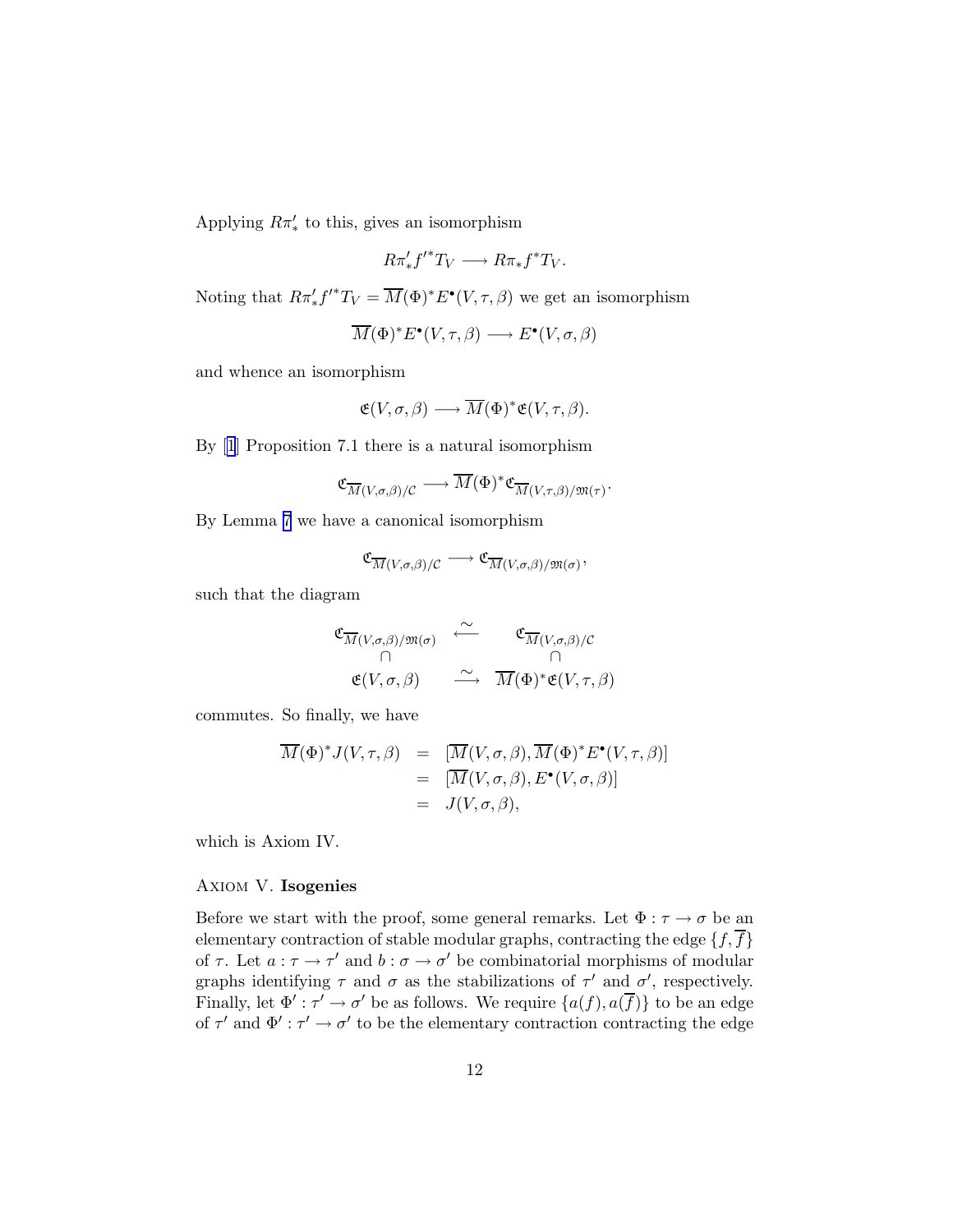Applying $R\pi'_*$ to this, gives an isomorphism

$$R\pi'_* f'^* T_V \longrightarrow R\pi_* f^* T_V.$$

Noting that $R\pi'_* f'^* T_V = \overline{M}(\Phi)^* E^\bullet(V, \tau, \beta)$ we get an isomorphism

$$\overline{M}(\Phi)^* E^\bullet(V, \tau, \beta) \longrightarrow E^\bullet(V, \sigma, \beta)$$

and whence an isomorphism

$$\mathfrak{E}(V, \sigma, \beta) \longrightarrow \overline{M}(\Phi)^* \mathfrak{E}(V, \tau, \beta).$$

By [1] Proposition 7.1 there is a natural isomorphism

$$\mathfrak{C}_{\overline{M}(V,\sigma,\beta)/\mathcal{C}} \longrightarrow \overline{M}(\Phi)^* \mathfrak{C}_{\overline{M}(V,\tau,\beta)/\mathfrak{M}(\tau)}.$$

By Lemma 7 we have a canonical isomorphism

$$\mathfrak{C}_{\overline{M}(V,\sigma,\beta)/\mathcal{C}} \longrightarrow \mathfrak{C}_{\overline{M}(V,\sigma,\beta)/\mathfrak{M}(\sigma)},$$

such that the diagram

$$\begin{array}{ccc}
\mathfrak{C}_{\overline{M}(V,\sigma,\beta)/\mathfrak{M}(\sigma)} & \stackrel{\sim}{\longleftarrow} & \mathfrak{C}_{\overline{M}(V,\sigma,\beta)/\mathcal{C}} \\
\cap & & \cap \\
\mathfrak{E}(V, \sigma, \beta) & \stackrel{\sim}{\longrightarrow} & \overline{M}(\Phi)^* \mathfrak{E}(V, \tau, \beta)
\end{array}$$

commutes. So finally, we have

$$\begin{aligned}
\overline{M}(\Phi)^* J(V, \tau, \beta) &= [\overline{M}(V, \sigma, \beta), \overline{M}(\Phi)^* E^\bullet(V, \tau, \beta)] \\
&= [\overline{M}(V, \sigma, \beta), E^\bullet(V, \sigma, \beta)] \\
&= J(V, \sigma, \beta),
\end{aligned}$$

which is Axiom IV.

Axiom V. **Isogenies**

Before we start with the proof, some general remarks. Let $\Phi : \tau \to \sigma$ be an elementary contraction of stable modular graphs, contracting the edge $\{f, \overline{f}\}$ of $\tau$. Let $a : \tau \to \tau'$ and $b : \sigma \to \sigma'$ be combinatorial morphisms of modular graphs identifying $\tau$ and $\sigma$ as the stabilizations of $\tau'$ and $\sigma'$, respectively. Finally, let $\Phi' : \tau' \to \sigma'$ be as follows. We require $\{a(f), a(\overline{f})\}$ to be an edge of $\tau'$ and $\Phi' : \tau' \to \sigma'$ to be the elementary contraction contracting the edge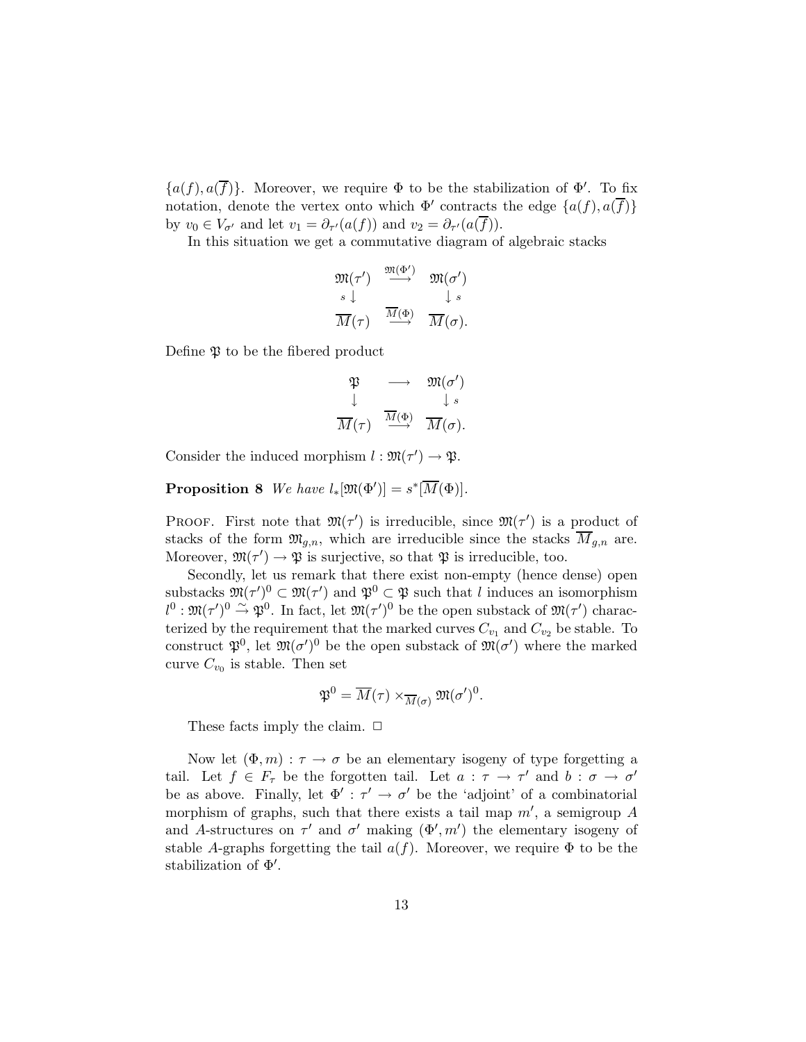$\{a(f), a(\overline{f})\}$. Moreover, we require $\Phi$ to be the stabilization of $\Phi'$. To fix notation, denote the vertex onto which $\Phi'$ contracts the edge $\{a(f), a(\overline{f})\}$ by $v_0 \in V_{\sigma'}$ and let $v_1 = \partial_{\tau'}(a(f))$ and $v_2 = \partial_{\tau'}(a(\overline{f}))$.

In this situation we get a commutative diagram of algebraic stacks

$$\begin{array}{ccc} \mathfrak{M}(\tau') & \stackrel{\mathfrak{M}(\Phi')}{\longrightarrow} & \mathfrak{M}(\sigma') \\ {\scriptstyle s}\downarrow & & \downarrow{\scriptstyle s} \\ \overline{M}(\tau) & \stackrel{\overline{M}(\Phi)}{\longrightarrow} & \overline{M}(\sigma). \end{array}$$

Define $\mathfrak{P}$ to be the fibered product

$$\begin{array}{ccc} \mathfrak{P} & \longrightarrow & \mathfrak{M}(\sigma') \\ \downarrow & & \downarrow{\scriptstyle s} \\ \overline{M}(\tau) & \stackrel{\overline{M}(\Phi)}{\longrightarrow} & \overline{M}(\sigma). \end{array}$$

Consider the induced morphism $l : \mathfrak{M}(\tau') \to \mathfrak{P}$.

**Proposition 8** *We have $l_*[\mathfrak{M}(\Phi')] = s^*[\overline{M}(\Phi)]$.*

PROOF. First note that $\mathfrak{M}(\tau')$ is irreducible, since $\mathfrak{M}(\tau')$ is a product of stacks of the form $\mathfrak{M}_{g,n}$, which are irreducible since the stacks $\overline{M}_{g,n}$ are. Moreover, $\mathfrak{M}(\tau') \to \mathfrak{P}$ is surjective, so that $\mathfrak{P}$ is irreducible, too.

Secondly, let us remark that there exist non-empty (hence dense) open substacks $\mathfrak{M}(\tau')^0 \subset \mathfrak{M}(\tau')$ and $\mathfrak{P}^0 \subset \mathfrak{P}$ such that $l$ induces an isomorphism $l^0 : \mathfrak{M}(\tau')^0 \stackrel{\sim}{\to} \mathfrak{P}^0$. In fact, let $\mathfrak{M}(\tau')^0$ be the open substack of $\mathfrak{M}(\tau')$ characterized by the requirement that the marked curves $C_{v_1}$ and $C_{v_2}$ be stable. To construct $\mathfrak{P}^0$, let $\mathfrak{M}(\sigma')^0$ be the open substack of $\mathfrak{M}(\sigma')$ where the marked curve $C_{v_0}$ is stable. Then set

$$\mathfrak{P}^0 = \overline{M}(\tau) \times_{\overline{M}(\sigma)} \mathfrak{M}(\sigma')^0.$$

These facts imply the claim. $\Box$

Now let $(\Phi, m) : \tau \to \sigma$ be an elementary isogeny of type forgetting a tail. Let $f \in F_\tau$ be the forgotten tail. Let $a : \tau \to \tau'$ and $b : \sigma \to \sigma'$ be as above. Finally, let $\Phi' : \tau' \to \sigma'$ be the 'adjoint' of a combinatorial morphism of graphs, such that there exists a tail map $m'$, a semigroup $A$ and $A$-structures on $\tau'$ and $\sigma'$ making $(\Phi', m')$ the elementary isogeny of stable $A$-graphs forgetting the tail $a(f)$. Moreover, we require $\Phi$ to be the stabilization of $\Phi'$.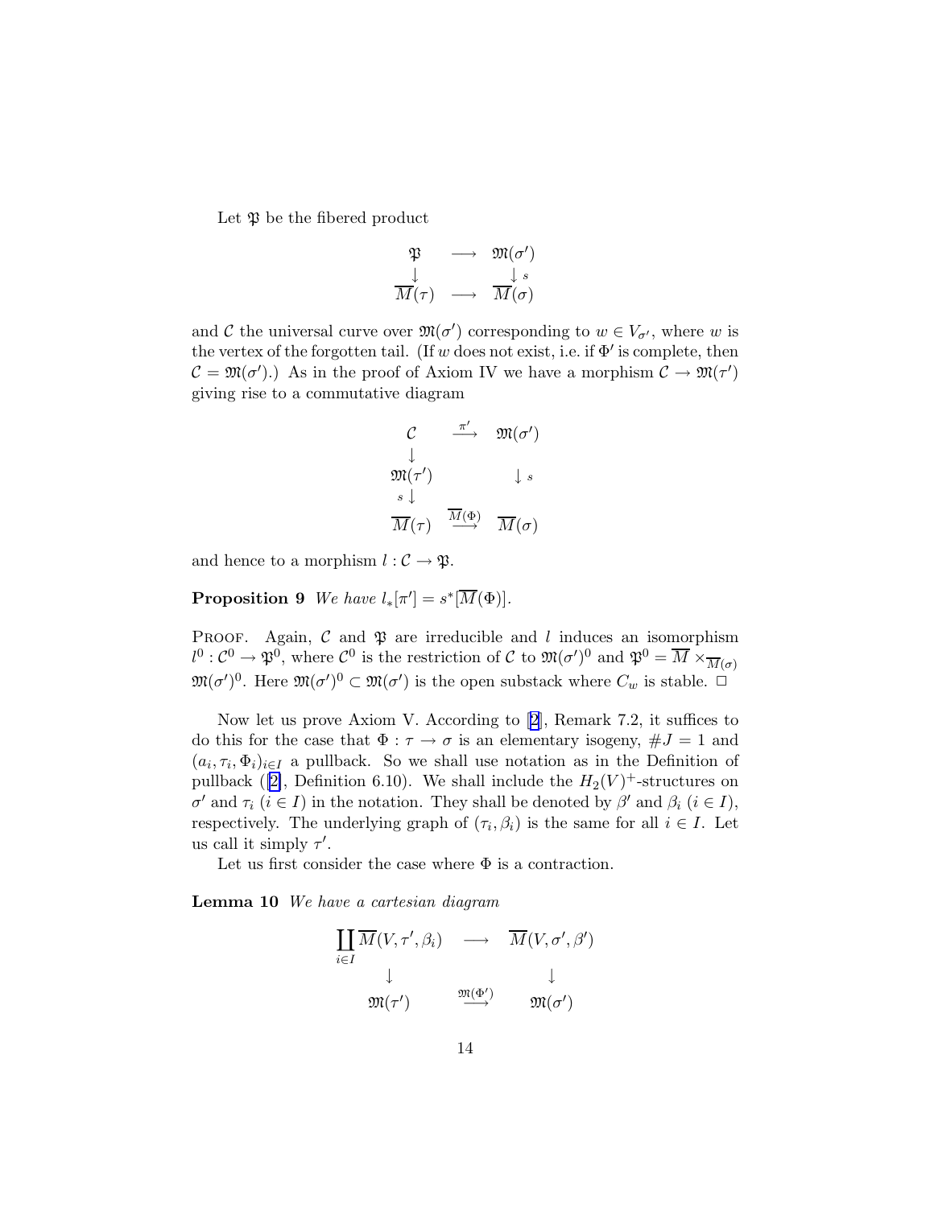Let $\mathfrak{P}$ be the fibered product

$$\begin{array}{ccc} \mathfrak{P} & \longrightarrow & \mathfrak{M}(\sigma') \\ \downarrow & & \downarrow s \\ \overline{M}(\tau) & \longrightarrow & \overline{M}(\sigma) \end{array}$$

and $\mathcal{C}$ the universal curve over $\mathfrak{M}(\sigma')$ corresponding to $w \in V_{\sigma'}$, where $w$ is the vertex of the forgotten tail. (If $w$ does not exist, i.e. if $\Phi'$ is complete, then $\mathcal{C} = \mathfrak{M}(\sigma')$.) As in the proof of Axiom IV we have a morphism $\mathcal{C} \to \mathfrak{M}(\tau')$ giving rise to a commutative diagram

$$\begin{array}{ccc} \mathcal{C} & \xrightarrow{\pi'} & \mathfrak{M}(\sigma') \\ \downarrow & & \\ \mathfrak{M}(\tau') & & \downarrow s \\ s \downarrow & & \\ \overline{M}(\tau) & \xrightarrow{\overline{M}(\Phi)} & \overline{M}(\sigma) \end{array}$$

and hence to a morphism $l : \mathcal{C} \to \mathfrak{P}$.

**Proposition 9** *We have* $l_*[\pi'] = s^*[\overline{M}(\Phi)]$.

Proof. Again, $\mathcal{C}$ and $\mathfrak{P}$ are irreducible and $l$ induces an isomorphism $l^0 : \mathcal{C}^0 \to \mathfrak{P}^0$, where $\mathcal{C}^0$ is the restriction of $\mathcal{C}$ to $\mathfrak{M}(\sigma')^0$ and $\mathfrak{P}^0 = \overline{M} \times_{\overline{M}(\sigma)} \mathfrak{M}(\sigma')^0$. Here $\mathfrak{M}(\sigma')^0 \subset \mathfrak{M}(\sigma')$ is the open substack where $C_w$ is stable. □

Now let us prove Axiom V. According to [2], Remark 7.2, it suffices to do this for the case that $\Phi : \tau \to \sigma$ is an elementary isogeny, $\#J = 1$ and $(a_i, \tau_i, \Phi_i)_{i \in I}$ a pullback. So we shall use notation as in the Definition of pullback ([2], Definition 6.10). We shall include the $H_2(V)^+$-structures on $\sigma'$ and $\tau_i$ ($i \in I$) in the notation. They shall be denoted by $\beta'$ and $\beta_i$ ($i \in I$), respectively. The underlying graph of $(\tau_i, \beta_i)$ is the same for all $i \in I$. Let us call it simply $\tau'$.

Let us first consider the case where $\Phi$ is a contraction.

**Lemma 10** *We have a cartesian diagram*

$$\begin{array}{ccc} \coprod_{i \in I} \overline{M}(V, \tau', \beta_i) & \longrightarrow & \overline{M}(V, \sigma', \beta') \\ \downarrow & & \downarrow \\ \mathfrak{M}(\tau') & \xrightarrow{\mathfrak{M}(\Phi')} & \mathfrak{M}(\sigma') \end{array}$$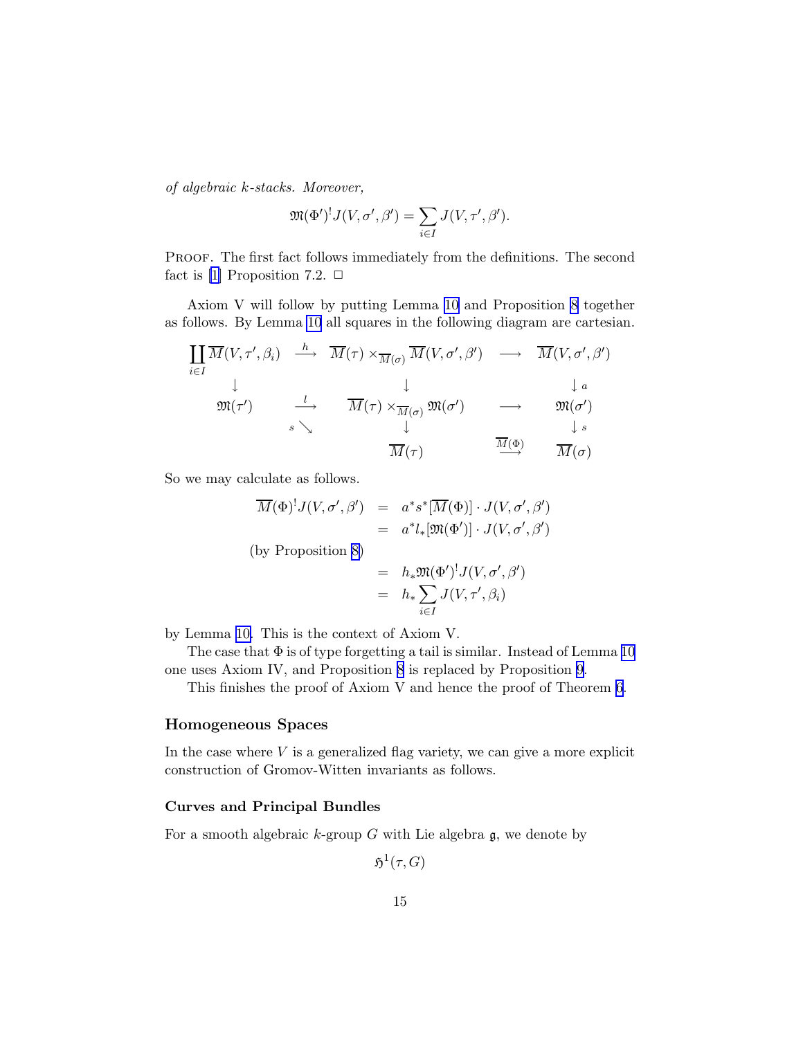*of algebraic k-stacks. Moreover,*

$$\mathfrak{M}(\Phi')^! J(V,\sigma',\beta') = \sum_{i\in I} J(V,\tau',\beta').$$

PROOF. The first fact follows immediately from the definitions. The second fact is [1] Proposition 7.2. □

Axiom V will follow by putting Lemma 10 and Proposition 8 together as follows. By Lemma 10 all squares in the following diagram are cartesian.

$$\begin{array}{ccccc}
\coprod_{i\in I} \overline{M}(V,\tau',\beta_i) & \xrightarrow{h} & \overline{M}(\tau)\times_{\overline{M}(\sigma)} \overline{M}(V,\sigma',\beta') & \longrightarrow & \overline{M}(V,\sigma',\beta') \\
\downarrow & & \downarrow & & \downarrow a \\
\mathfrak{M}(\tau') & \xrightarrow{l} & \overline{M}(\tau)\times_{\overline{M}(\sigma)} \mathfrak{M}(\sigma') & \longrightarrow & \mathfrak{M}(\sigma') \\
 & {\scriptstyle s}\searrow & \downarrow & & \downarrow s \\
 & & \overline{M}(\tau) & \xrightarrow{\overline{M}(\Phi)} & \overline{M}(\sigma)
\end{array}$$

So we may calculate as follows.

$$\begin{aligned}
\overline{M}(\Phi)^! J(V,\sigma',\beta') &= a^* s^* [\overline{M}(\Phi)] \cdot J(V,\sigma',\beta') \\
&= a^* l_* [\mathfrak{M}(\Phi')] \cdot J(V,\sigma',\beta') \\
\text{(by Proposition 8)} & \\
&= h_* \mathfrak{M}(\Phi')^! J(V,\sigma',\beta') \\
&= h_* \sum_{i\in I} J(V,\tau',\beta_i)
\end{aligned}$$

by Lemma 10. This is the context of Axiom V.

The case that $\Phi$ is of type forgetting a tail is similar. Instead of Lemma 10 one uses Axiom IV, and Proposition 8 is replaced by Proposition 9.

This finishes the proof of Axiom V and hence the proof of Theorem 6.

## Homogeneous Spaces

In the case where $V$ is a generalized flag variety, we can give a more explicit construction of Gromov-Witten invariants as follows.

### Curves and Principal Bundles

For a smooth algebraic $k$-group $G$ with Lie algebra $\mathfrak{g}$, we denote by

$$\mathfrak{H}^1(\tau, G)$$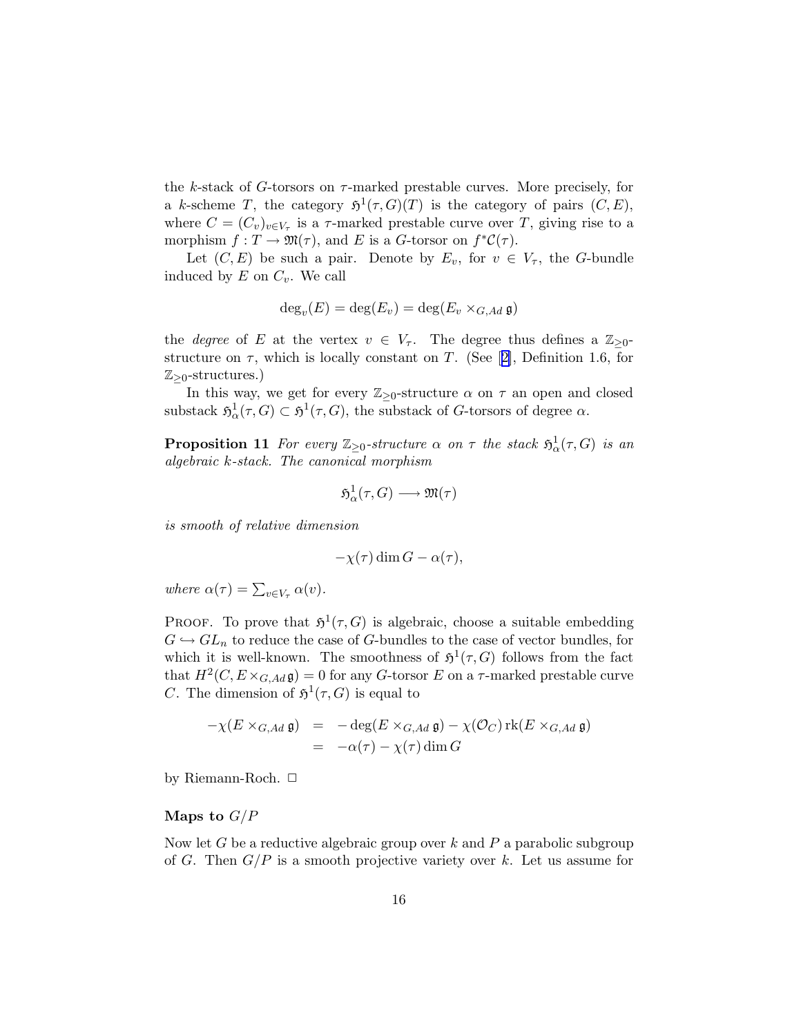the $k$-stack of $G$-torsors on $\tau$-marked prestable curves. More precisely, for a $k$-scheme $T$, the category $\mathfrak{H}^1(\tau, G)(T)$ is the category of pairs $(C, E)$, where $C = (C_v)_{v \in V_\tau}$ is a $\tau$-marked prestable curve over $T$, giving rise to a morphism $f : T \to \mathfrak{M}(\tau)$, and $E$ is a $G$-torsor on $f^*\mathcal{C}(\tau)$.

Let $(C, E)$ be such a pair. Denote by $E_v$, for $v \in V_\tau$, the $G$-bundle induced by $E$ on $C_v$. We call

$$\deg_v(E) = \deg(E_v) = \deg(E_v \times_{G,Ad} \mathfrak{g})$$

the *degree* of $E$ at the vertex $v \in V_\tau$. The degree thus defines a $\mathbb{Z}_{\geq 0}$-structure on $\tau$, which is locally constant on $T$. (See [2], Definition 1.6, for $\mathbb{Z}_{\geq 0}$-structures.)

In this way, we get for every $\mathbb{Z}_{\geq 0}$-structure $\alpha$ on $\tau$ an open and closed substack $\mathfrak{H}^1_\alpha(\tau, G) \subset \mathfrak{H}^1(\tau, G)$, the substack of $G$-torsors of degree $\alpha$.

**Proposition 11** *For every $\mathbb{Z}_{\geq 0}$-structure $\alpha$ on $\tau$ the stack $\mathfrak{H}^1_\alpha(\tau, G)$ is an algebraic $k$-stack. The canonical morphism*

$$\mathfrak{H}^1_\alpha(\tau, G) \longrightarrow \mathfrak{M}(\tau)$$

*is smooth of relative dimension*

$$-\chi(\tau) \dim G - \alpha(\tau),$$

*where $\alpha(\tau) = \sum_{v \in V_\tau} \alpha(v)$.*

Proof. To prove that $\mathfrak{H}^1(\tau, G)$ is algebraic, choose a suitable embedding $G \hookrightarrow GL_n$ to reduce the case of $G$-bundles to the case of vector bundles, for which it is well-known. The smoothness of $\mathfrak{H}^1(\tau, G)$ follows from the fact that $H^2(C, E \times_{G,Ad} \mathfrak{g}) = 0$ for any $G$-torsor $E$ on a $\tau$-marked prestable curve $C$. The dimension of $\mathfrak{H}^1(\tau, G)$ is equal to

$$\begin{aligned}
-\chi(E \times_{G,Ad} \mathfrak{g}) &= -\deg(E \times_{G,Ad} \mathfrak{g}) - \chi(\mathcal{O}_C) \operatorname{rk}(E \times_{G,Ad} \mathfrak{g}) \\
&= -\alpha(\tau) - \chi(\tau) \dim G
\end{aligned}$$

by Riemann-Roch. □

### Maps to $G/P$

Now let $G$ be a reductive algebraic group over $k$ and $P$ a parabolic subgroup of $G$. Then $G/P$ is a smooth projective variety over $k$. Let us assume for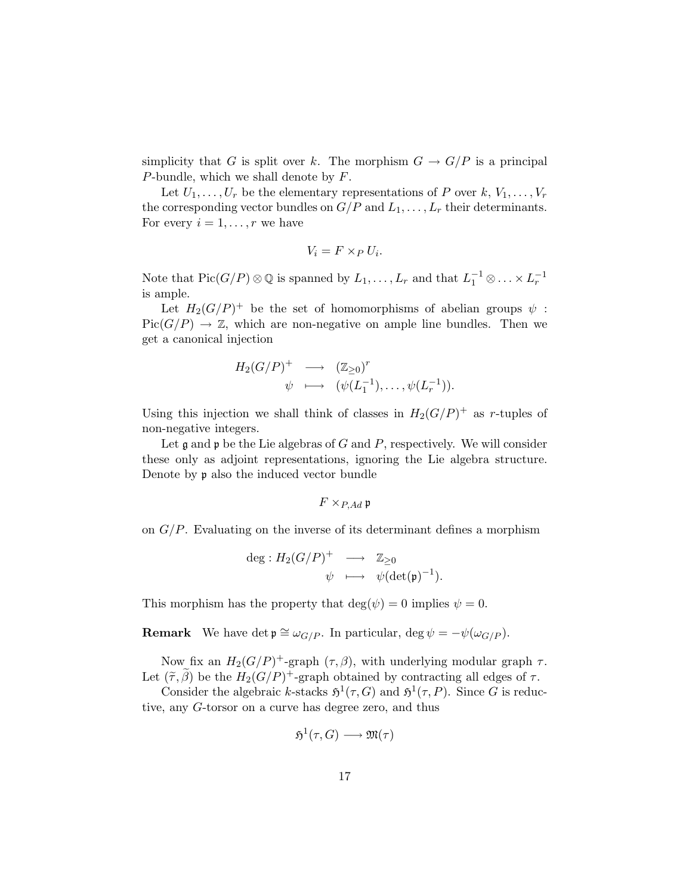simplicity that $G$ is split over $k$. The morphism $G \to G/P$ is a principal $P$-bundle, which we shall denote by $F$.

Let $U_1, \ldots, U_r$ be the elementary representations of $P$ over $k$, $V_1, \ldots, V_r$ the corresponding vector bundles on $G/P$ and $L_1, \ldots, L_r$ their determinants. For every $i = 1, \ldots, r$ we have

$$V_i = F \times_P U_i.$$

Note that $\mathrm{Pic}(G/P) \otimes \mathbb{Q}$ is spanned by $L_1, \ldots, L_r$ and that $L_1^{-1} \otimes \ldots \times L_r^{-1}$ is ample.

Let $H_2(G/P)^+$ be the set of homomorphisms of abelian groups $\psi : \mathrm{Pic}(G/P) \to \mathbb{Z}$, which are non-negative on ample line bundles. Then we get a canonical injection

$$\begin{array}{rcl} H_2(G/P)^+ & \longrightarrow & (\mathbb{Z}_{\geq 0})^r \\ \psi & \longmapsto & (\psi(L_1^{-1}), \ldots, \psi(L_r^{-1})). \end{array}$$

Using this injection we shall think of classes in $H_2(G/P)^+$ as $r$-tuples of non-negative integers.

Let $\mathfrak{g}$ and $\mathfrak{p}$ be the Lie algebras of $G$ and $P$, respectively. We will consider these only as adjoint representations, ignoring the Lie algebra structure. Denote by $\mathfrak{p}$ also the induced vector bundle

$$F \times_{P, Ad} \mathfrak{p}$$

on $G/P$. Evaluating on the inverse of its determinant defines a morphism

$$\begin{array}{rcl} \deg : H_2(G/P)^+ & \longrightarrow & \mathbb{Z}_{\geq 0} \\ \psi & \longmapsto & \psi(\det(\mathfrak{p})^{-1}). \end{array}$$

This morphism has the property that $\deg(\psi) = 0$ implies $\psi = 0$.

**Remark** We have $\det \mathfrak{p} \cong \omega_{G/P}$. In particular, $\deg \psi = -\psi(\omega_{G/P})$.

Now fix an $H_2(G/P)^+$-graph $(\tau, \beta)$, with underlying modular graph $\tau$. Let $(\widetilde{\tau}, \widetilde{\beta})$ be the $H_2(G/P)^+$-graph obtained by contracting all edges of $\tau$.

Consider the algebraic $k$-stacks $\mathfrak{H}^1(\tau, G)$ and $\mathfrak{H}^1(\tau, P)$. Since $G$ is reductive, any $G$-torsor on a curve has degree zero, and thus

$$\mathfrak{H}^1(\tau, G) \longrightarrow \mathfrak{M}(\tau)$$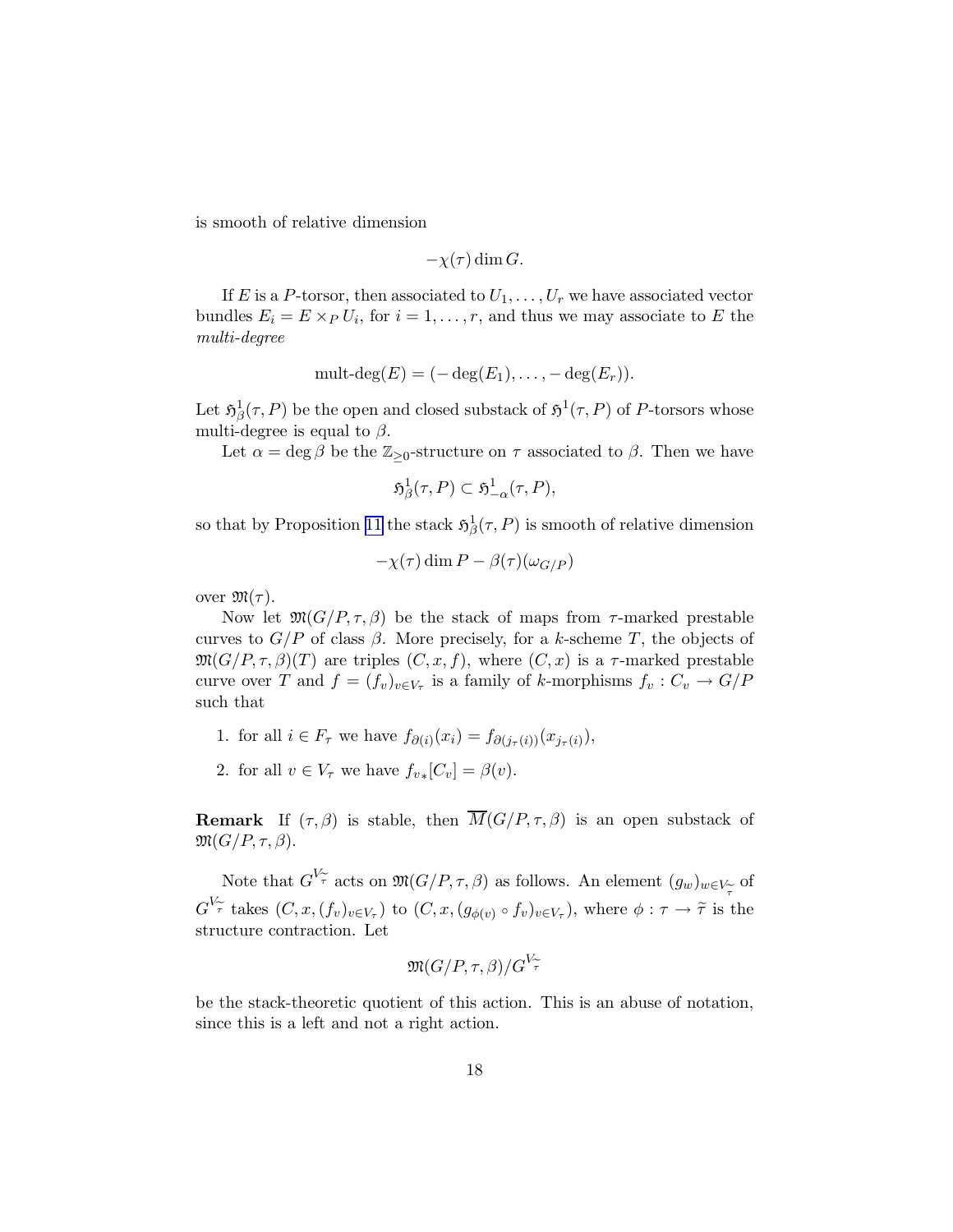is smooth of relative dimension

$$-\chi(\tau)\dim G.$$

If $E$ is a $P$-torsor, then associated to $U_1,\ldots,U_r$ we have associated vector bundles $E_i = E\times_P U_i$, for $i=1,\ldots,r$, and thus we may associate to $E$ the *multi-degree*

$$\text{mult-deg}(E) = (-\deg(E_1),\ldots,-\deg(E_r)).$$

Let $\mathfrak{H}^1_\beta(\tau,P)$ be the open and closed substack of $\mathfrak{H}^1(\tau,P)$ of $P$-torsors whose multi-degree is equal to $\beta$.

Let $\alpha=\deg\beta$ be the $\mathbb{Z}_{\geq 0}$-structure on $\tau$ associated to $\beta$. Then we have

$$\mathfrak{H}^1_\beta(\tau,P)\subset \mathfrak{H}^1_{-\alpha}(\tau,P),$$

so that by Proposition 11 the stack $\mathfrak{H}^1_\beta(\tau,P)$ is smooth of relative dimension

$$-\chi(\tau)\dim P - \beta(\tau)(\omega_{G/P})$$

over $\mathfrak{M}(\tau)$.

Now let $\mathfrak{M}(G/P,\tau,\beta)$ be the stack of maps from $\tau$-marked prestable curves to $G/P$ of class $\beta$. More precisely, for a $k$-scheme $T$, the objects of $\mathfrak{M}(G/P,\tau,\beta)(T)$ are triples $(C,x,f)$, where $(C,x)$ is a $\tau$-marked prestable curve over $T$ and $f=(f_v)_{v\in V_\tau}$ is a family of $k$-morphisms $f_v: C_v\to G/P$ such that

1. for all $i\in F_\tau$ we have $f_{\partial(i)}(x_i) = f_{\partial(j_\tau(i))}(x_{j_\tau(i)})$,
2. for all $v\in V_\tau$ we have $f_{v*}[C_v]=\beta(v)$.

**Remark** If $(\tau,\beta)$ is stable, then $\overline{M}(G/P,\tau,\beta)$ is an open substack of $\mathfrak{M}(G/P,\tau,\beta)$.

Note that $G^{V_{\widetilde{\tau}}}$ acts on $\mathfrak{M}(G/P,\tau,\beta)$ as follows. An element $(g_w)_{w\in V_{\widetilde{\tau}}}$ of $G^{V_{\widetilde{\tau}}}$ takes $(C,x,(f_v)_{v\in V_\tau})$ to $(C,x,(g_{\phi(v)}\circ f_v)_{v\in V_\tau})$, where $\phi:\tau\to\widetilde{\tau}$ is the structure contraction. Let

$$\mathfrak{M}(G/P,\tau,\beta)/G^{V_{\widetilde{\tau}}}$$

be the stack-theoretic quotient of this action. This is an abuse of notation, since this is a left and not a right action.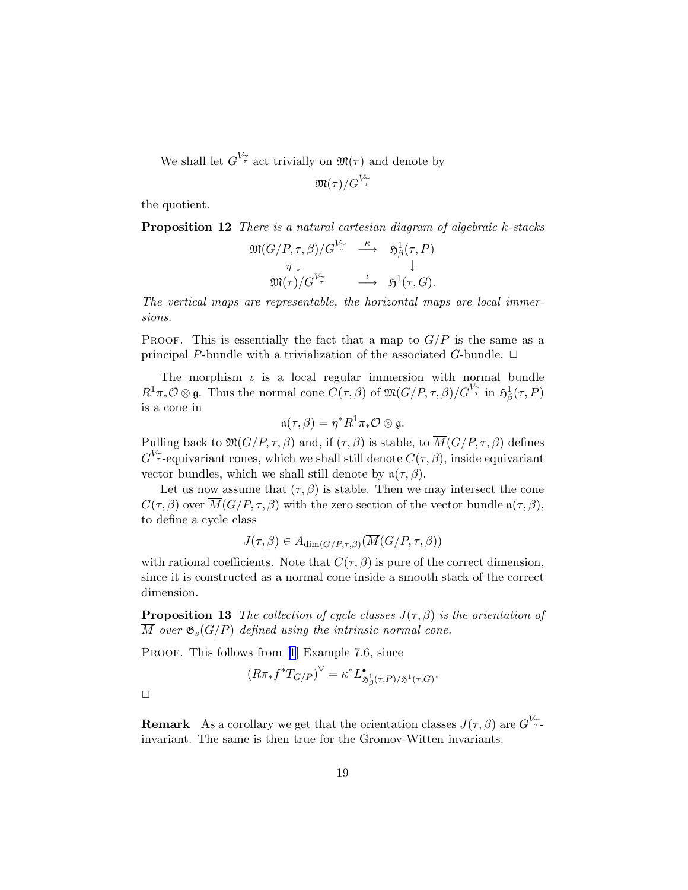We shall let $G^{V_\tau^\sim}$ act trivially on $\mathfrak{M}(\tau)$ and denote by

$$\mathfrak{M}(\tau)/G^{V_\tau^\sim}$$

the quotient.

**Proposition 12** *There is a natural cartesian diagram of algebraic k-stacks*

$$\begin{array}{ccc} \mathfrak{M}(G/P,\tau,\beta)/G^{V_\tau^\sim} & \xrightarrow{\kappa} & \mathfrak{H}^1_\beta(\tau,P) \\ \eta\downarrow & & \downarrow \\ \mathfrak{M}(\tau)/G^{V_\tau^\sim} & \xrightarrow{\iota} & \mathfrak{H}^1(\tau,G). \end{array}$$

*The vertical maps are representable, the horizontal maps are local immersions.*

Proof. This is essentially the fact that a map to $G/P$ is the same as a principal $P$-bundle with a trivialization of the associated $G$-bundle. □

The morphism $\iota$ is a local regular immersion with normal bundle $R^1\pi_*\mathcal{O}\otimes\mathfrak{g}$. Thus the normal cone $C(\tau,\beta)$ of $\mathfrak{M}(G/P,\tau,\beta)/G^{V_\tau^\sim}$ in $\mathfrak{H}^1_\beta(\tau,P)$ is a cone in

$$\mathfrak{n}(\tau,\beta)=\eta^*R^1\pi_*\mathcal{O}\otimes\mathfrak{g}.$$

Pulling back to $\mathfrak{M}(G/P,\tau,\beta)$ and, if $(\tau,\beta)$ is stable, to $\overline{M}(G/P,\tau,\beta)$ defines $G^{V_\tau^\sim}$-equivariant cones, which we shall still denote $C(\tau,\beta)$, inside equivariant vector bundles, which we shall still denote by $\mathfrak{n}(\tau,\beta)$.

Let us now assume that $(\tau,\beta)$ is stable. Then we may intersect the cone $C(\tau,\beta)$ over $\overline{M}(G/P,\tau,\beta)$ with the zero section of the vector bundle $\mathfrak{n}(\tau,\beta)$, to define a cycle class

$$J(\tau,\beta)\in A_{\dim(G/P,\tau,\beta)}(\overline{M}(G/P,\tau,\beta))$$

with rational coefficients. Note that $C(\tau,\beta)$ is pure of the correct dimension, since it is constructed as a normal cone inside a smooth stack of the correct dimension.

**Proposition 13** *The collection of cycle classes $J(\tau,\beta)$ is the orientation of $\overline{M}$ over $\mathfrak{G}_s(G/P)$ defined using the intrinsic normal cone.*

Proof. This follows from [1] Example 7.6, since

$$(R\pi_*f^*T_{G/P})^\vee=\kappa^*L^\bullet_{\mathfrak{H}^1_\beta(\tau,P)/\mathfrak{H}^1(\tau,G)}.$$

□

**Remark** As a corollary we get that the orientation classes $J(\tau,\beta)$ are $G^{V_\tau^\sim}$-invariant. The same is then true for the Gromov-Witten invariants.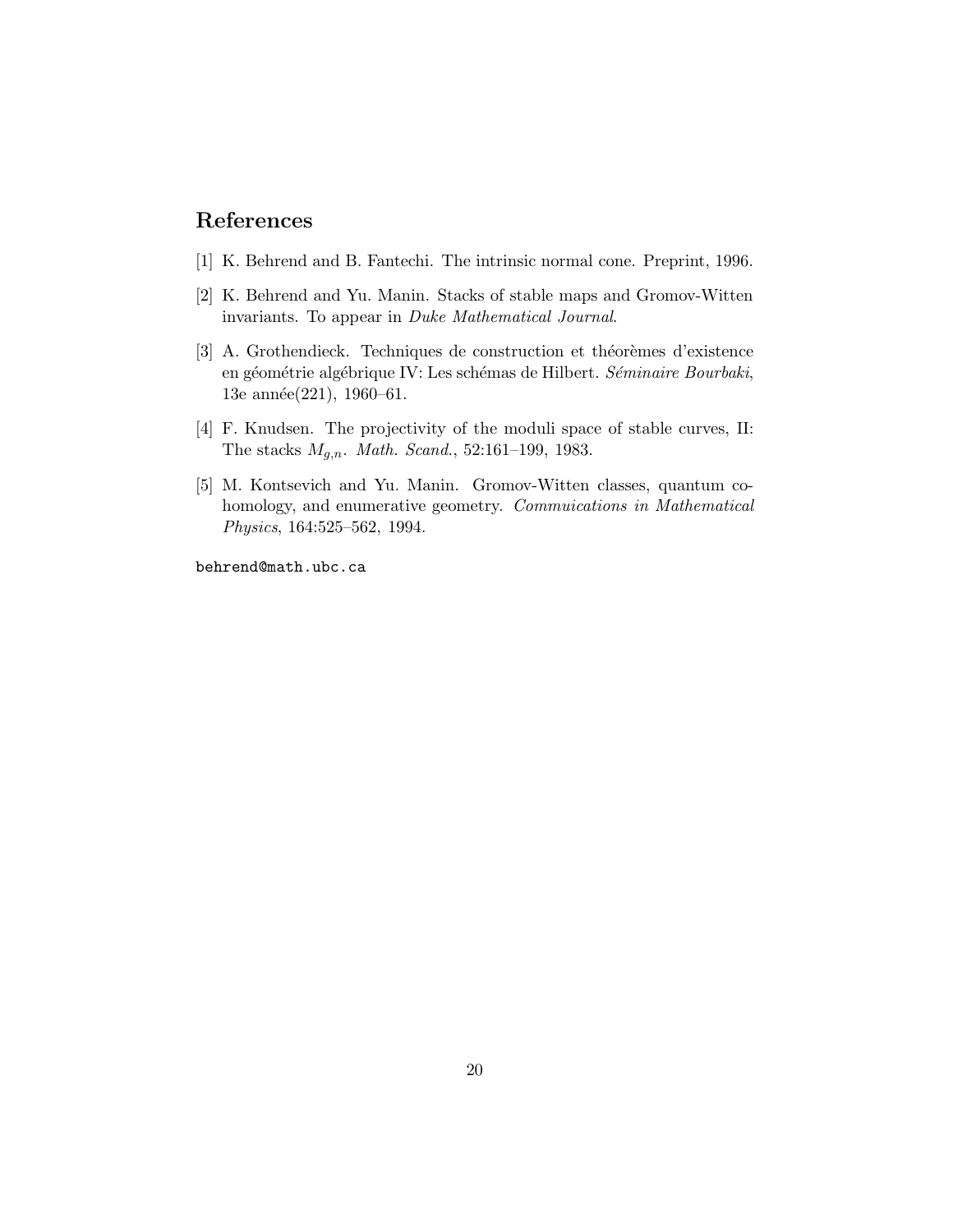## References

[1] K. Behrend and B. Fantechi. The intrinsic normal cone. Preprint, 1996.

[2] K. Behrend and Yu. Manin. Stacks of stable maps and Gromov-Witten invariants. To appear in *Duke Mathematical Journal*.

[3] A. Grothendieck. Techniques de construction et théorèmes d'existence en géométrie algébrique IV: Les schémas de Hilbert. *Séminaire Bourbaki*, 13e année(221), 1960–61.

[4] F. Knudsen. The projectivity of the moduli space of stable curves, II: The stacks $M_{g,n}$. *Math. Scand.*, 52:161–199, 1983.

[5] M. Kontsevich and Yu. Manin. Gromov-Witten classes, quantum cohomology, and enumerative geometry. *Commuications in Mathematical Physics*, 164:525–562, 1994.

behrend@math.ubc.ca